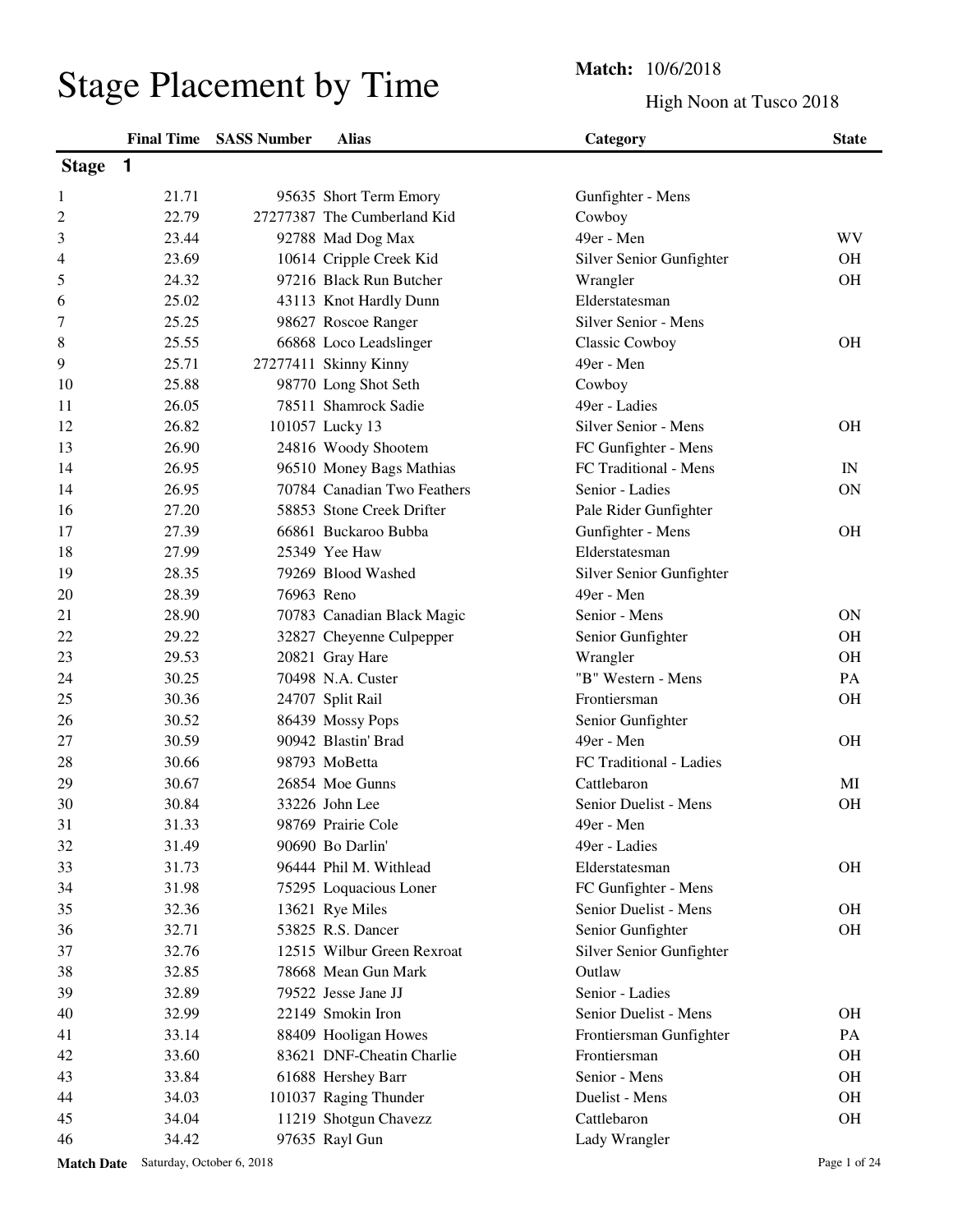# Stage Placement by Time

**Match:** 10/6/2018

High Noon at Tusco 2018

| | Final Time | SASS Number | Alias | Category | State |
|---|---|---|---|---|---|
| **Stage 1** | | | | | |
| 1 | 21.71 | 95635 | Short Term Emory | Gunfighter - Mens | |
| 2 | 22.79 | 27277387 | The Cumberland Kid | Cowboy | |
| 3 | 23.44 | 92788 | Mad Dog Max | 49er - Men | WV |
| 4 | 23.69 | 10614 | Cripple Creek Kid | Silver Senior Gunfighter | OH |
| 5 | 24.32 | 97216 | Black Run Butcher | Wrangler | OH |
| 6 | 25.02 | 43113 | Knot Hardly Dunn | Elderstatesman | |
| 7 | 25.25 | 98627 | Roscoe Ranger | Silver Senior - Mens | |
| 8 | 25.55 | 66868 | Loco Leadslinger | Classic Cowboy | OH |
| 9 | 25.71 | 27277411 | Skinny Kinny | 49er - Men | |
| 10 | 25.88 | 98770 | Long Shot Seth | Cowboy | |
| 11 | 26.05 | 78511 | Shamrock Sadie | 49er - Ladies | |
| 12 | 26.82 | 101057 | Lucky 13 | Silver Senior - Mens | OH |
| 13 | 26.90 | 24816 | Woody Shootem | FC Gunfighter - Mens | |
| 14 | 26.95 | 96510 | Money Bags Mathias | FC Traditional - Mens | IN |
| 14 | 26.95 | 70784 | Canadian Two Feathers | Senior - Ladies | ON |
| 16 | 27.20 | 58853 | Stone Creek Drifter | Pale Rider Gunfighter | |
| 17 | 27.39 | 66861 | Buckaroo Bubba | Gunfighter - Mens | OH |
| 18 | 27.99 | 25349 | Yee Haw | Elderstatesman | |
| 19 | 28.35 | 79269 | Blood Washed | Silver Senior Gunfighter | |
| 20 | 28.39 | 76963 | Reno | 49er - Men | |
| 21 | 28.90 | 70783 | Canadian Black Magic | Senior - Mens | ON |
| 22 | 29.22 | 32827 | Cheyenne Culpepper | Senior Gunfighter | OH |
| 23 | 29.53 | 20821 | Gray Hare | Wrangler | OH |
| 24 | 30.25 | 70498 | N.A. Custer | "B" Western - Mens | PA |
| 25 | 30.36 | 24707 | Split Rail | Frontiersman | OH |
| 26 | 30.52 | 86439 | Mossy Pops | Senior Gunfighter | |
| 27 | 30.59 | 90942 | Blastin' Brad | 49er - Men | OH |
| 28 | 30.66 | 98793 | MoBetta | FC Traditional - Ladies | |
| 29 | 30.67 | 26854 | Moe Gunns | Cattlebaron | MI |
| 30 | 30.84 | 33226 | John Lee | Senior Duelist - Mens | OH |
| 31 | 31.33 | 98769 | Prairie Cole | 49er - Men | |
| 32 | 31.49 | 90690 | Bo Darlin' | 49er - Ladies | |
| 33 | 31.73 | 96444 | Phil M. Withlead | Elderstatesman | OH |
| 34 | 31.98 | 75295 | Loquacious Loner | FC Gunfighter - Mens | |
| 35 | 32.36 | 13621 | Rye Miles | Senior Duelist - Mens | OH |
| 36 | 32.71 | 53825 | R.S. Dancer | Senior Gunfighter | OH |
| 37 | 32.76 | 12515 | Wilbur Green Rexroat | Silver Senior Gunfighter | |
| 38 | 32.85 | 78668 | Mean Gun Mark | Outlaw | |
| 39 | 32.89 | 79522 | Jesse Jane JJ | Senior - Ladies | |
| 40 | 32.99 | 22149 | Smokin Iron | Senior Duelist - Mens | OH |
| 41 | 33.14 | 88409 | Hooligan Howes | Frontiersman Gunfighter | PA |
| 42 | 33.60 | 83621 | DNF-Cheatin Charlie | Frontiersman | OH |
| 43 | 33.84 | 61688 | Hershey Barr | Senior - Mens | OH |
| 44 | 34.03 | 101037 | Raging Thunder | Duelist - Mens | OH |
| 45 | 34.04 | 11219 | Shotgun Chavezz | Cattlebaron | OH |
| 46 | 34.42 | 97635 | Rayl Gun | Lady Wrangler | |

**Match Date** Saturday, October 6, 2018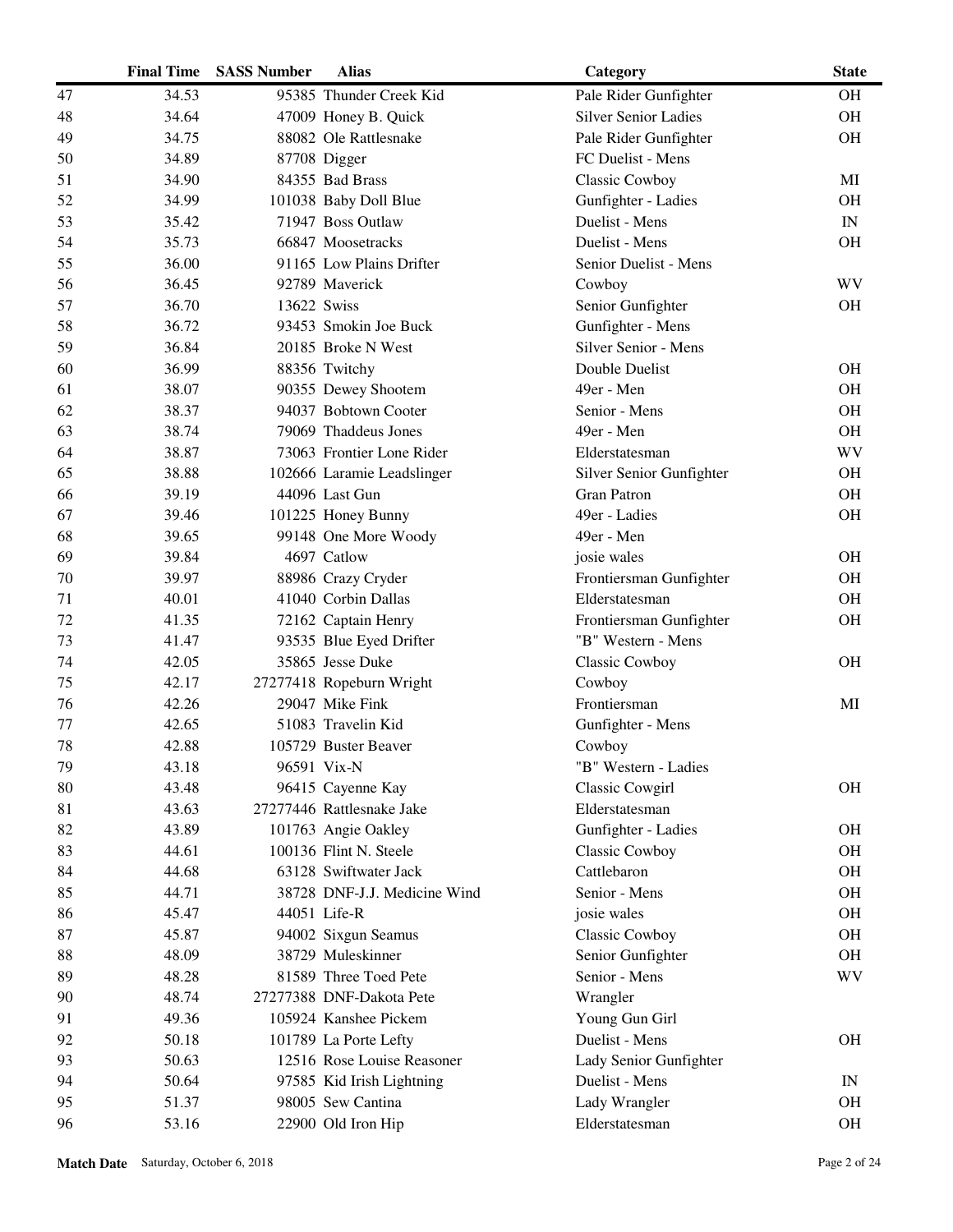| | Final Time | SASS Number | Alias | Category | State |
|---|---|---|---|---|---|
| 47 | 34.53 | 95385 | Thunder Creek Kid | Pale Rider Gunfighter | OH |
| 48 | 34.64 | 47009 | Honey B. Quick | Silver Senior Ladies | OH |
| 49 | 34.75 | 88082 | Ole Rattlesnake | Pale Rider Gunfighter | OH |
| 50 | 34.89 | 87708 | Digger | FC Duelist - Mens | |
| 51 | 34.90 | 84355 | Bad Brass | Classic Cowboy | MI |
| 52 | 34.99 | 101038 | Baby Doll Blue | Gunfighter - Ladies | OH |
| 53 | 35.42 | 71947 | Boss Outlaw | Duelist - Mens | IN |
| 54 | 35.73 | 66847 | Moosetracks | Duelist - Mens | OH |
| 55 | 36.00 | 91165 | Low Plains Drifter | Senior Duelist - Mens | |
| 56 | 36.45 | 92789 | Maverick | Cowboy | WV |
| 57 | 36.70 | 13622 | Swiss | Senior Gunfighter | OH |
| 58 | 36.72 | 93453 | Smokin Joe Buck | Gunfighter - Mens | |
| 59 | 36.84 | 20185 | Broke N West | Silver Senior - Mens | |
| 60 | 36.99 | 88356 | Twitchy | Double Duelist | OH |
| 61 | 38.07 | 90355 | Dewey Shootem | 49er - Men | OH |
| 62 | 38.37 | 94037 | Bobtown Cooter | Senior - Mens | OH |
| 63 | 38.74 | 79069 | Thaddeus Jones | 49er - Men | OH |
| 64 | 38.87 | 73063 | Frontier Lone Rider | Elderstatesman | WV |
| 65 | 38.88 | 102666 | Laramie Leadslinger | Silver Senior Gunfighter | OH |
| 66 | 39.19 | 44096 | Last Gun | Gran Patron | OH |
| 67 | 39.46 | 101225 | Honey Bunny | 49er - Ladies | OH |
| 68 | 39.65 | 99148 | One More Woody | 49er - Men | |
| 69 | 39.84 | 4697 | Catlow | josie wales | OH |
| 70 | 39.97 | 88986 | Crazy Cryder | Frontiersman Gunfighter | OH |
| 71 | 40.01 | 41040 | Corbin Dallas | Elderstatesman | OH |
| 72 | 41.35 | 72162 | Captain Henry | Frontiersman Gunfighter | OH |
| 73 | 41.47 | 93535 | Blue Eyed Drifter | "B" Western - Mens | |
| 74 | 42.05 | 35865 | Jesse Duke | Classic Cowboy | OH |
| 75 | 42.17 | 27277418 | Ropeburn Wright | Cowboy | |
| 76 | 42.26 | 29047 | Mike Fink | Frontiersman | MI |
| 77 | 42.65 | 51083 | Travelin Kid | Gunfighter - Mens | |
| 78 | 42.88 | 105729 | Buster Beaver | Cowboy | |
| 79 | 43.18 | 96591 | Vix-N | "B" Western - Ladies | |
| 80 | 43.48 | 96415 | Cayenne Kay | Classic Cowgirl | OH |
| 81 | 43.63 | 27277446 | Rattlesnake Jake | Elderstatesman | |
| 82 | 43.89 | 101763 | Angie Oakley | Gunfighter - Ladies | OH |
| 83 | 44.61 | 100136 | Flint N. Steele | Classic Cowboy | OH |
| 84 | 44.68 | 63128 | Swiftwater Jack | Cattlebaron | OH |
| 85 | 44.71 | 38728 | DNF-J.J. Medicine Wind | Senior - Mens | OH |
| 86 | 45.47 | 44051 | Life-R | josie wales | OH |
| 87 | 45.87 | 94002 | Sixgun Seamus | Classic Cowboy | OH |
| 88 | 48.09 | 38729 | Muleskinner | Senior Gunfighter | OH |
| 89 | 48.28 | 81589 | Three Toed Pete | Senior - Mens | WV |
| 90 | 48.74 | 27277388 | DNF-Dakota Pete | Wrangler | |
| 91 | 49.36 | 105924 | Kanshee Pickem | Young Gun Girl | |
| 92 | 50.18 | 101789 | La Porte Lefty | Duelist - Mens | OH |
| 93 | 50.63 | 12516 | Rose Louise Reasoner | Lady Senior Gunfighter | |
| 94 | 50.64 | 97585 | Kid Irish Lightning | Duelist - Mens | IN |
| 95 | 51.37 | 98005 | Sew Cantina | Lady Wrangler | OH |
| 96 | 53.16 | 22900 | Old Iron Hip | Elderstatesman | OH |

**Match Date** Saturday, October 6, 2018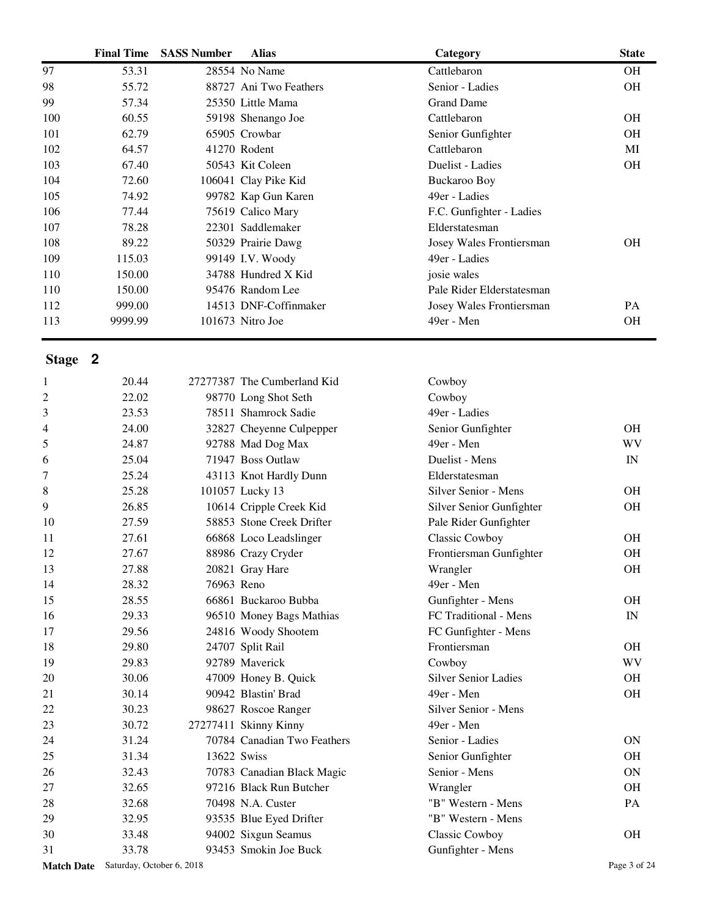| | Final Time | SASS Number | Alias | Category | State |
|---|---|---|---|---|---|
| 97 | 53.31 | 28554 | No Name | Cattlebaron | OH |
| 98 | 55.72 | 88727 | Ani Two Feathers | Senior - Ladies | OH |
| 99 | 57.34 | 25350 | Little Mama | Grand Dame | |
| 100 | 60.55 | 59198 | Shenango Joe | Cattlebaron | OH |
| 101 | 62.79 | 65905 | Crowbar | Senior Gunfighter | OH |
| 102 | 64.57 | 41270 | Rodent | Cattlebaron | MI |
| 103 | 67.40 | 50543 | Kit Coleen | Duelist - Ladies | OH |
| 104 | 72.60 | 106041 | Clay Pike Kid | Buckaroo Boy | |
| 105 | 74.92 | 99782 | Kap Gun Karen | 49er - Ladies | |
| 106 | 77.44 | 75619 | Calico Mary | F.C. Gunfighter - Ladies | |
| 107 | 78.28 | 22301 | Saddlemaker | Elderstatesman | |
| 108 | 89.22 | 50329 | Prairie Dawg | Josey Wales Frontiersman | OH |
| 109 | 115.03 | 99149 | I.V. Woody | 49er - Ladies | |
| 110 | 150.00 | 34788 | Hundred X Kid | josie wales | |
| 110 | 150.00 | 95476 | Random Lee | Pale Rider Elderstatesman | |
| 112 | 999.00 | 14513 | DNF-Coffinmaker | Josey Wales Frontiersman | PA |
| 113 | 9999.99 | 101673 | Nitro Joe | 49er - Men | OH |

## Stage 2

| | Final Time | SASS Number | Alias | Category | State |
|---|---|---|---|---|---|
| 1 | 20.44 | 27277387 | The Cumberland Kid | Cowboy | |
| 2 | 22.02 | 98770 | Long Shot Seth | Cowboy | |
| 3 | 23.53 | 78511 | Shamrock Sadie | 49er - Ladies | |
| 4 | 24.00 | 32827 | Cheyenne Culpepper | Senior Gunfighter | OH |
| 5 | 24.87 | 92788 | Mad Dog Max | 49er - Men | WV |
| 6 | 25.04 | 71947 | Boss Outlaw | Duelist - Mens | IN |
| 7 | 25.24 | 43113 | Knot Hardly Dunn | Elderstatesman | |
| 8 | 25.28 | 101057 | Lucky 13 | Silver Senior - Mens | OH |
| 9 | 26.85 | 10614 | Cripple Creek Kid | Silver Senior Gunfighter | OH |
| 10 | 27.59 | 58853 | Stone Creek Drifter | Pale Rider Gunfighter | |
| 11 | 27.61 | 66868 | Loco Leadslinger | Classic Cowboy | OH |
| 12 | 27.67 | 88986 | Crazy Cryder | Frontiersman Gunfighter | OH |
| 13 | 27.88 | 20821 | Gray Hare | Wrangler | OH |
| 14 | 28.32 | 76963 | Reno | 49er - Men | |
| 15 | 28.55 | 66861 | Buckaroo Bubba | Gunfighter - Mens | OH |
| 16 | 29.33 | 96510 | Money Bags Mathias | FC Traditional - Mens | IN |
| 17 | 29.56 | 24816 | Woody Shootem | FC Gunfighter - Mens | |
| 18 | 29.80 | 24707 | Split Rail | Frontiersman | OH |
| 19 | 29.83 | 92789 | Maverick | Cowboy | WV |
| 20 | 30.06 | 47009 | Honey B. Quick | Silver Senior Ladies | OH |
| 21 | 30.14 | 90942 | Blastin' Brad | 49er - Men | OH |
| 22 | 30.23 | 98627 | Roscoe Ranger | Silver Senior - Mens | |
| 23 | 30.72 | 27277411 | Skinny Kinny | 49er - Men | |
| 24 | 31.24 | 70784 | Canadian Two Feathers | Senior - Ladies | ON |
| 25 | 31.34 | 13622 | Swiss | Senior Gunfighter | OH |
| 26 | 32.43 | 70783 | Canadian Black Magic | Senior - Mens | ON |
| 27 | 32.65 | 97216 | Black Run Butcher | Wrangler | OH |
| 28 | 32.68 | 70498 | N.A. Custer | "B" Western - Mens | PA |
| 29 | 32.95 | 93535 | Blue Eyed Drifter | "B" Western - Mens | |
| 30 | 33.48 | 94002 | Sixgun Seamus | Classic Cowboy | OH |
| 31 | 33.78 | 93453 | Smokin Joe Buck | Gunfighter - Mens | |

**Match Date** Saturday, October 6, 2018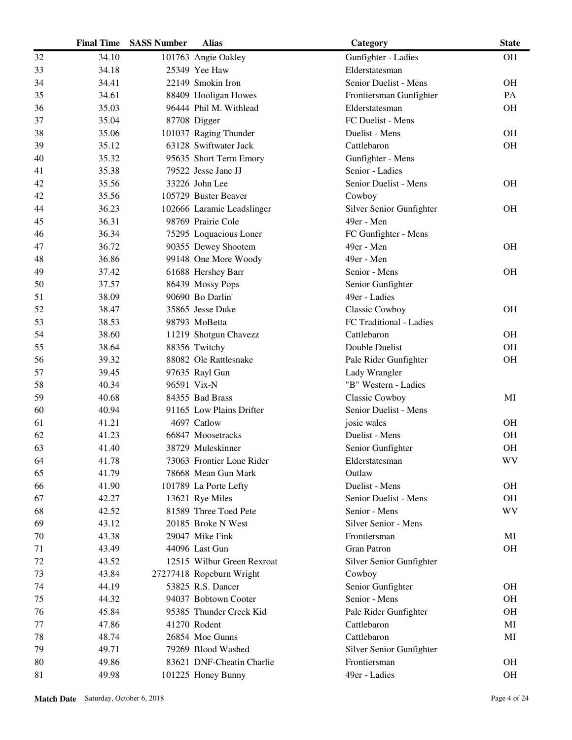| | Final Time | SASS Number | Alias | Category | State |
|---|---|---|---|---|---|
| 32 | 34.10 | 101763 | Angie Oakley | Gunfighter - Ladies | OH |
| 33 | 34.18 | 25349 | Yee Haw | Elderstatesman | |
| 34 | 34.41 | 22149 | Smokin Iron | Senior Duelist - Mens | OH |
| 35 | 34.61 | 88409 | Hooligan Howes | Frontiersman Gunfighter | PA |
| 36 | 35.03 | 96444 | Phil M. Withlead | Elderstatesman | OH |
| 37 | 35.04 | 87708 | Digger | FC Duelist - Mens | |
| 38 | 35.06 | 101037 | Raging Thunder | Duelist - Mens | OH |
| 39 | 35.12 | 63128 | Swiftwater Jack | Cattlebaron | OH |
| 40 | 35.32 | 95635 | Short Term Emory | Gunfighter - Mens | |
| 41 | 35.38 | 79522 | Jesse Jane JJ | Senior - Ladies | |
| 42 | 35.56 | 33226 | John Lee | Senior Duelist - Mens | OH |
| 42 | 35.56 | 105729 | Buster Beaver | Cowboy | |
| 44 | 36.23 | 102666 | Laramie Leadslinger | Silver Senior Gunfighter | OH |
| 45 | 36.31 | 98769 | Prairie Cole | 49er - Men | |
| 46 | 36.34 | 75295 | Loquacious Loner | FC Gunfighter - Mens | |
| 47 | 36.72 | 90355 | Dewey Shootem | 49er - Men | OH |
| 48 | 36.86 | 99148 | One More Woody | 49er - Men | |
| 49 | 37.42 | 61688 | Hershey Barr | Senior - Mens | OH |
| 50 | 37.57 | 86439 | Mossy Pops | Senior Gunfighter | |
| 51 | 38.09 | 90690 | Bo Darlin' | 49er - Ladies | |
| 52 | 38.47 | 35865 | Jesse Duke | Classic Cowboy | OH |
| 53 | 38.53 | 98793 | MoBetta | FC Traditional - Ladies | |
| 54 | 38.60 | 11219 | Shotgun Chavezz | Cattlebaron | OH |
| 55 | 38.64 | 88356 | Twitchy | Double Duelist | OH |
| 56 | 39.32 | 88082 | Ole Rattlesnake | Pale Rider Gunfighter | OH |
| 57 | 39.45 | 97635 | Rayl Gun | Lady Wrangler | |
| 58 | 40.34 | 96591 | Vix-N | "B" Western - Ladies | |
| 59 | 40.68 | 84355 | Bad Brass | Classic Cowboy | MI |
| 60 | 40.94 | 91165 | Low Plains Drifter | Senior Duelist - Mens | |
| 61 | 41.21 | 4697 | Catlow | josie wales | OH |
| 62 | 41.23 | 66847 | Moosetracks | Duelist - Mens | OH |
| 63 | 41.40 | 38729 | Muleskinner | Senior Gunfighter | OH |
| 64 | 41.78 | 73063 | Frontier Lone Rider | Elderstatesman | WV |
| 65 | 41.79 | 78668 | Mean Gun Mark | Outlaw | |
| 66 | 41.90 | 101789 | La Porte Lefty | Duelist - Mens | OH |
| 67 | 42.27 | 13621 | Rye Miles | Senior Duelist - Mens | OH |
| 68 | 42.52 | 81589 | Three Toed Pete | Senior - Mens | WV |
| 69 | 43.12 | 20185 | Broke N West | Silver Senior - Mens | |
| 70 | 43.38 | 29047 | Mike Fink | Frontiersman | MI |
| 71 | 43.49 | 44096 | Last Gun | Gran Patron | OH |
| 72 | 43.52 | 12515 | Wilbur Green Rexroat | Silver Senior Gunfighter | |
| 73 | 43.84 | 27277418 | Ropeburn Wright | Cowboy | |
| 74 | 44.19 | 53825 | R.S. Dancer | Senior Gunfighter | OH |
| 75 | 44.32 | 94037 | Bobtown Cooter | Senior - Mens | OH |
| 76 | 45.84 | 95385 | Thunder Creek Kid | Pale Rider Gunfighter | OH |
| 77 | 47.86 | 41270 | Rodent | Cattlebaron | MI |
| 78 | 48.74 | 26854 | Moe Gunns | Cattlebaron | MI |
| 79 | 49.71 | 79269 | Blood Washed | Silver Senior Gunfighter | |
| 80 | 49.86 | 83621 | DNF-Cheatin Charlie | Frontiersman | OH |
| 81 | 49.98 | 101225 | Honey Bunny | 49er - Ladies | OH |

**Match Date** Saturday, October 6, 2018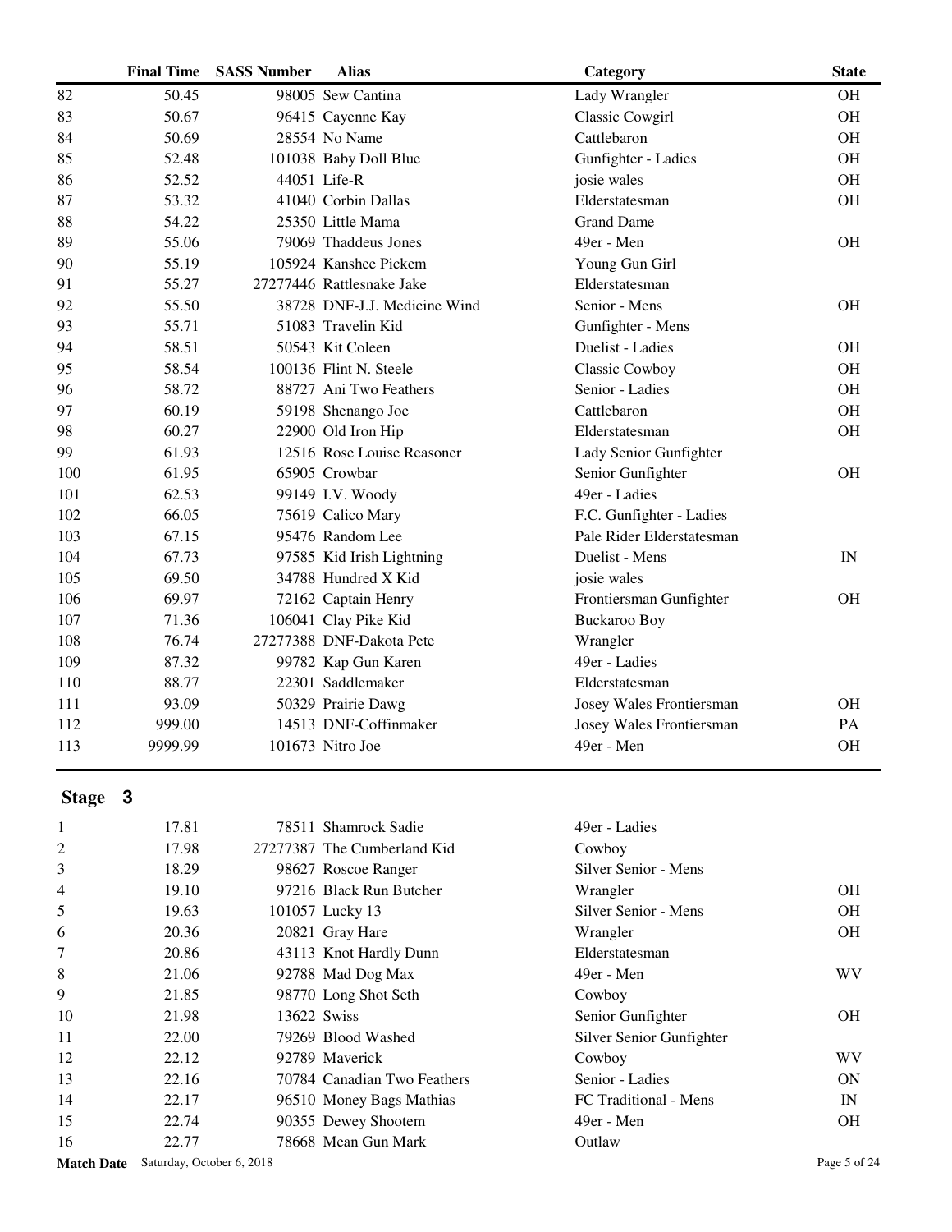| | Final Time | SASS Number | Alias | Category | State |
|---|---|---|---|---|---|
| 82 | 50.45 | 98005 | Sew Cantina | Lady Wrangler | OH |
| 83 | 50.67 | 96415 | Cayenne Kay | Classic Cowgirl | OH |
| 84 | 50.69 | 28554 | No Name | Cattlebaron | OH |
| 85 | 52.48 | 101038 | Baby Doll Blue | Gunfighter - Ladies | OH |
| 86 | 52.52 | 44051 | Life-R | josie wales | OH |
| 87 | 53.32 | 41040 | Corbin Dallas | Elderstatesman | OH |
| 88 | 54.22 | 25350 | Little Mama | Grand Dame | |
| 89 | 55.06 | 79069 | Thaddeus Jones | 49er - Men | OH |
| 90 | 55.19 | 105924 | Kanshee Pickem | Young Gun Girl | |
| 91 | 55.27 | 27277446 | Rattlesnake Jake | Elderstatesman | |
| 92 | 55.50 | 38728 | DNF-J.J. Medicine Wind | Senior - Mens | OH |
| 93 | 55.71 | 51083 | Travelin Kid | Gunfighter - Mens | |
| 94 | 58.51 | 50543 | Kit Coleen | Duelist - Ladies | OH |
| 95 | 58.54 | 100136 | Flint N. Steele | Classic Cowboy | OH |
| 96 | 58.72 | 88727 | Ani Two Feathers | Senior - Ladies | OH |
| 97 | 60.19 | 59198 | Shenango Joe | Cattlebaron | OH |
| 98 | 60.27 | 22900 | Old Iron Hip | Elderstatesman | OH |
| 99 | 61.93 | 12516 | Rose Louise Reasoner | Lady Senior Gunfighter | |
| 100 | 61.95 | 65905 | Crowbar | Senior Gunfighter | OH |
| 101 | 62.53 | 99149 | I.V. Woody | 49er - Ladies | |
| 102 | 66.05 | 75619 | Calico Mary | F.C. Gunfighter - Ladies | |
| 103 | 67.15 | 95476 | Random Lee | Pale Rider Elderstatesman | |
| 104 | 67.73 | 97585 | Kid Irish Lightning | Duelist - Mens | IN |
| 105 | 69.50 | 34788 | Hundred X Kid | josie wales | |
| 106 | 69.97 | 72162 | Captain Henry | Frontiersman Gunfighter | OH |
| 107 | 71.36 | 106041 | Clay Pike Kid | Buckaroo Boy | |
| 108 | 76.74 | 27277388 | DNF-Dakota Pete | Wrangler | |
| 109 | 87.32 | 99782 | Kap Gun Karen | 49er - Ladies | |
| 110 | 88.77 | 22301 | Saddlemaker | Elderstatesman | |
| 111 | 93.09 | 50329 | Prairie Dawg | Josey Wales Frontiersman | OH |
| 112 | 999.00 | 14513 | DNF-Coffinmaker | Josey Wales Frontiersman | PA |
| 113 | 9999.99 | 101673 | Nitro Joe | 49er - Men | OH |

## Stage 3

| | Final Time | SASS Number | Alias | Category | State |
|---|---|---|---|---|---|
| 1 | 17.81 | 78511 | Shamrock Sadie | 49er - Ladies | |
| 2 | 17.98 | 27277387 | The Cumberland Kid | Cowboy | |
| 3 | 18.29 | 98627 | Roscoe Ranger | Silver Senior - Mens | |
| 4 | 19.10 | 97216 | Black Run Butcher | Wrangler | OH |
| 5 | 19.63 | 101057 | Lucky 13 | Silver Senior - Mens | OH |
| 6 | 20.36 | 20821 | Gray Hare | Wrangler | OH |
| 7 | 20.86 | 43113 | Knot Hardly Dunn | Elderstatesman | |
| 8 | 21.06 | 92788 | Mad Dog Max | 49er - Men | WV |
| 9 | 21.85 | 98770 | Long Shot Seth | Cowboy | |
| 10 | 21.98 | 13622 | Swiss | Senior Gunfighter | OH |
| 11 | 22.00 | 79269 | Blood Washed | Silver Senior Gunfighter | |
| 12 | 22.12 | 92789 | Maverick | Cowboy | WV |
| 13 | 22.16 | 70784 | Canadian Two Feathers | Senior - Ladies | ON |
| 14 | 22.17 | 96510 | Money Bags Mathias | FC Traditional - Mens | IN |
| 15 | 22.74 | 90355 | Dewey Shootem | 49er - Men | OH |
| 16 | 22.77 | 78668 | Mean Gun Mark | Outlaw | |

**Match Date** Saturday, October 6, 2018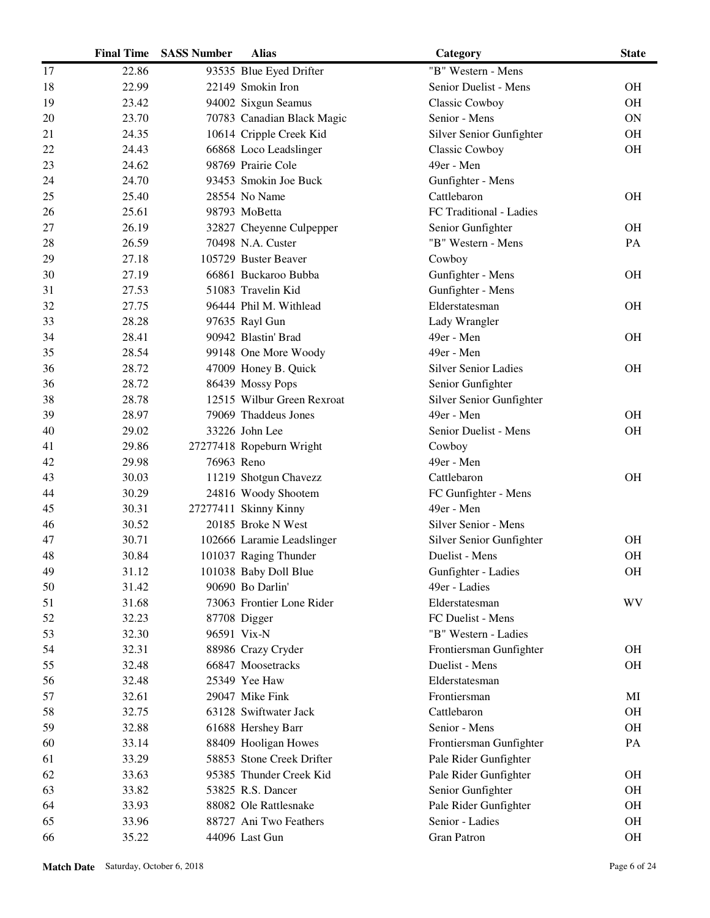|  | Final Time | SASS Number | Alias | Category | State |
|---|---|---|---|---|---|
| 17 | 22.86 | 93535 | Blue Eyed Drifter | "B" Western - Mens |  |
| 18 | 22.99 | 22149 | Smokin Iron | Senior Duelist - Mens | OH |
| 19 | 23.42 | 94002 | Sixgun Seamus | Classic Cowboy | OH |
| 20 | 23.70 | 70783 | Canadian Black Magic | Senior - Mens | ON |
| 21 | 24.35 | 10614 | Cripple Creek Kid | Silver Senior Gunfighter | OH |
| 22 | 24.43 | 66868 | Loco Leadslinger | Classic Cowboy | OH |
| 23 | 24.62 | 98769 | Prairie Cole | 49er - Men |  |
| 24 | 24.70 | 93453 | Smokin Joe Buck | Gunfighter - Mens |  |
| 25 | 25.40 | 28554 | No Name | Cattlebaron | OH |
| 26 | 25.61 | 98793 | MoBetta | FC Traditional - Ladies |  |
| 27 | 26.19 | 32827 | Cheyenne Culpepper | Senior Gunfighter | OH |
| 28 | 26.59 | 70498 | N.A. Custer | "B" Western - Mens | PA |
| 29 | 27.18 | 105729 | Buster Beaver | Cowboy |  |
| 30 | 27.19 | 66861 | Buckaroo Bubba | Gunfighter - Mens | OH |
| 31 | 27.53 | 51083 | Travelin Kid | Gunfighter - Mens |  |
| 32 | 27.75 | 96444 | Phil M. Withlead | Elderstatesman | OH |
| 33 | 28.28 | 97635 | Rayl Gun | Lady Wrangler |  |
| 34 | 28.41 | 90942 | Blastin' Brad | 49er - Men | OH |
| 35 | 28.54 | 99148 | One More Woody | 49er - Men |  |
| 36 | 28.72 | 47009 | Honey B. Quick | Silver Senior Ladies | OH |
| 36 | 28.72 | 86439 | Mossy Pops | Senior Gunfighter |  |
| 38 | 28.78 | 12515 | Wilbur Green Rexroat | Silver Senior Gunfighter |  |
| 39 | 28.97 | 79069 | Thaddeus Jones | 49er - Men | OH |
| 40 | 29.02 | 33226 | John Lee | Senior Duelist - Mens | OH |
| 41 | 29.86 | 27277418 | Ropeburn Wright | Cowboy |  |
| 42 | 29.98 | 76963 | Reno | 49er - Men |  |
| 43 | 30.03 | 11219 | Shotgun Chavezz | Cattlebaron | OH |
| 44 | 30.29 | 24816 | Woody Shootem | FC Gunfighter - Mens |  |
| 45 | 30.31 | 27277411 | Skinny Kinny | 49er - Men |  |
| 46 | 30.52 | 20185 | Broke N West | Silver Senior - Mens |  |
| 47 | 30.71 | 102666 | Laramie Leadslinger | Silver Senior Gunfighter | OH |
| 48 | 30.84 | 101037 | Raging Thunder | Duelist - Mens | OH |
| 49 | 31.12 | 101038 | Baby Doll Blue | Gunfighter - Ladies | OH |
| 50 | 31.42 | 90690 | Bo Darlin' | 49er - Ladies |  |
| 51 | 31.68 | 73063 | Frontier Lone Rider | Elderstatesman | WV |
| 52 | 32.23 | 87708 | Digger | FC Duelist - Mens |  |
| 53 | 32.30 | 96591 | Vix-N | "B" Western - Ladies |  |
| 54 | 32.31 | 88986 | Crazy Cryder | Frontiersman Gunfighter | OH |
| 55 | 32.48 | 66847 | Moosetracks | Duelist - Mens | OH |
| 56 | 32.48 | 25349 | Yee Haw | Elderstatesman |  |
| 57 | 32.61 | 29047 | Mike Fink | Frontiersman | MI |
| 58 | 32.75 | 63128 | Swiftwater Jack | Cattlebaron | OH |
| 59 | 32.88 | 61688 | Hershey Barr | Senior - Mens | OH |
| 60 | 33.14 | 88409 | Hooligan Howes | Frontiersman Gunfighter | PA |
| 61 | 33.29 | 58853 | Stone Creek Drifter | Pale Rider Gunfighter |  |
| 62 | 33.63 | 95385 | Thunder Creek Kid | Pale Rider Gunfighter | OH |
| 63 | 33.82 | 53825 | R.S. Dancer | Senior Gunfighter | OH |
| 64 | 33.93 | 88082 | Ole Rattlesnake | Pale Rider Gunfighter | OH |
| 65 | 33.96 | 88727 | Ani Two Feathers | Senior - Ladies | OH |
| 66 | 35.22 | 44096 | Last Gun | Gran Patron | OH |

**Match Date** Saturday, October 6, 2018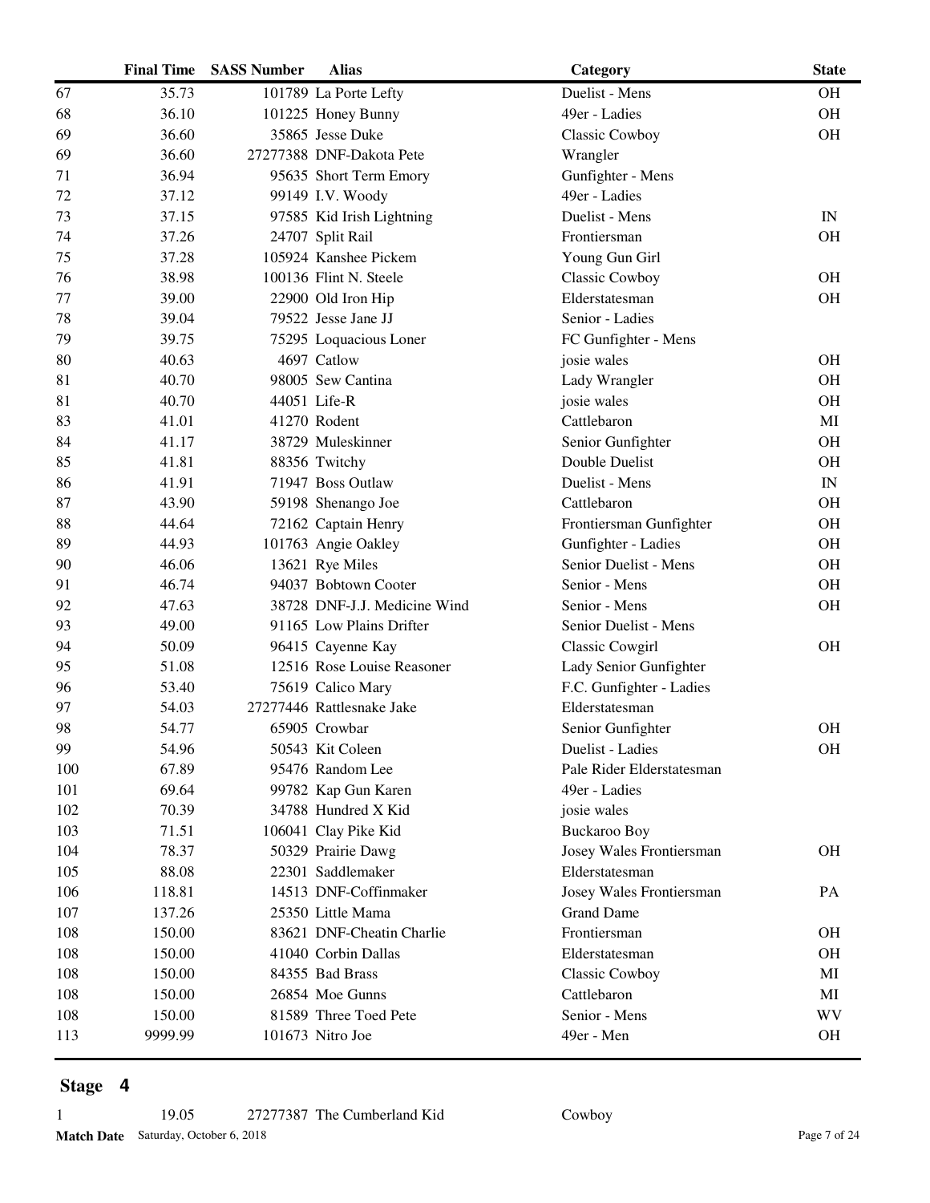| | Final Time | SASS Number | Alias | Category | State |
|---|---|---|---|---|---|
| 67 | 35.73 | 101789 | La Porte Lefty | Duelist - Mens | OH |
| 68 | 36.10 | 101225 | Honey Bunny | 49er - Ladies | OH |
| 69 | 36.60 | 35865 | Jesse Duke | Classic Cowboy | OH |
| 69 | 36.60 | 27277388 | DNF-Dakota Pete | Wrangler | |
| 71 | 36.94 | 95635 | Short Term Emory | Gunfighter - Mens | |
| 72 | 37.12 | 99149 | I.V. Woody | 49er - Ladies | |
| 73 | 37.15 | 97585 | Kid Irish Lightning | Duelist - Mens | IN |
| 74 | 37.26 | 24707 | Split Rail | Frontiersman | OH |
| 75 | 37.28 | 105924 | Kanshee Pickem | Young Gun Girl | |
| 76 | 38.98 | 100136 | Flint N. Steele | Classic Cowboy | OH |
| 77 | 39.00 | 22900 | Old Iron Hip | Elderstatesman | OH |
| 78 | 39.04 | 79522 | Jesse Jane JJ | Senior - Ladies | |
| 79 | 39.75 | 75295 | Loquacious Loner | FC Gunfighter - Mens | |
| 80 | 40.63 | 4697 | Catlow | josie wales | OH |
| 81 | 40.70 | 98005 | Sew Cantina | Lady Wrangler | OH |
| 81 | 40.70 | 44051 | Life-R | josie wales | OH |
| 83 | 41.01 | 41270 | Rodent | Cattlebaron | MI |
| 84 | 41.17 | 38729 | Muleskinner | Senior Gunfighter | OH |
| 85 | 41.81 | 88356 | Twitchy | Double Duelist | OH |
| 86 | 41.91 | 71947 | Boss Outlaw | Duelist - Mens | IN |
| 87 | 43.90 | 59198 | Shenango Joe | Cattlebaron | OH |
| 88 | 44.64 | 72162 | Captain Henry | Frontiersman Gunfighter | OH |
| 89 | 44.93 | 101763 | Angie Oakley | Gunfighter - Ladies | OH |
| 90 | 46.06 | 13621 | Rye Miles | Senior Duelist - Mens | OH |
| 91 | 46.74 | 94037 | Bobtown Cooter | Senior - Mens | OH |
| 92 | 47.63 | 38728 | DNF-J.J. Medicine Wind | Senior - Mens | OH |
| 93 | 49.00 | 91165 | Low Plains Drifter | Senior Duelist - Mens | |
| 94 | 50.09 | 96415 | Cayenne Kay | Classic Cowgirl | OH |
| 95 | 51.08 | 12516 | Rose Louise Reasoner | Lady Senior Gunfighter | |
| 96 | 53.40 | 75619 | Calico Mary | F.C. Gunfighter - Ladies | |
| 97 | 54.03 | 27277446 | Rattlesnake Jake | Elderstatesman | |
| 98 | 54.77 | 65905 | Crowbar | Senior Gunfighter | OH |
| 99 | 54.96 | 50543 | Kit Coleen | Duelist - Ladies | OH |
| 100 | 67.89 | 95476 | Random Lee | Pale Rider Elderstatesman | |
| 101 | 69.64 | 99782 | Kap Gun Karen | 49er - Ladies | |
| 102 | 70.39 | 34788 | Hundred X Kid | josie wales | |
| 103 | 71.51 | 106041 | Clay Pike Kid | Buckaroo Boy | |
| 104 | 78.37 | 50329 | Prairie Dawg | Josey Wales Frontiersman | OH |
| 105 | 88.08 | 22301 | Saddlemaker | Elderstatesman | |
| 106 | 118.81 | 14513 | DNF-Coffinmaker | Josey Wales Frontiersman | PA |
| 107 | 137.26 | 25350 | Little Mama | Grand Dame | |
| 108 | 150.00 | 83621 | DNF-Cheatin Charlie | Frontiersman | OH |
| 108 | 150.00 | 41040 | Corbin Dallas | Elderstatesman | OH |
| 108 | 150.00 | 84355 | Bad Brass | Classic Cowboy | MI |
| 108 | 150.00 | 26854 | Moe Gunns | Cattlebaron | MI |
| 108 | 150.00 | 81589 | Three Toed Pete | Senior - Mens | WV |
| 113 | 9999.99 | 101673 | Nitro Joe | 49er - Men | OH |

## Stage 4

| | Final Time | SASS Number | Alias | Category | State |
|---|---|---|---|---|---|
| 1 | 19.05 | 27277387 | The Cumberland Kid | Cowboy | |

**Match Date** Saturday, October 6, 2018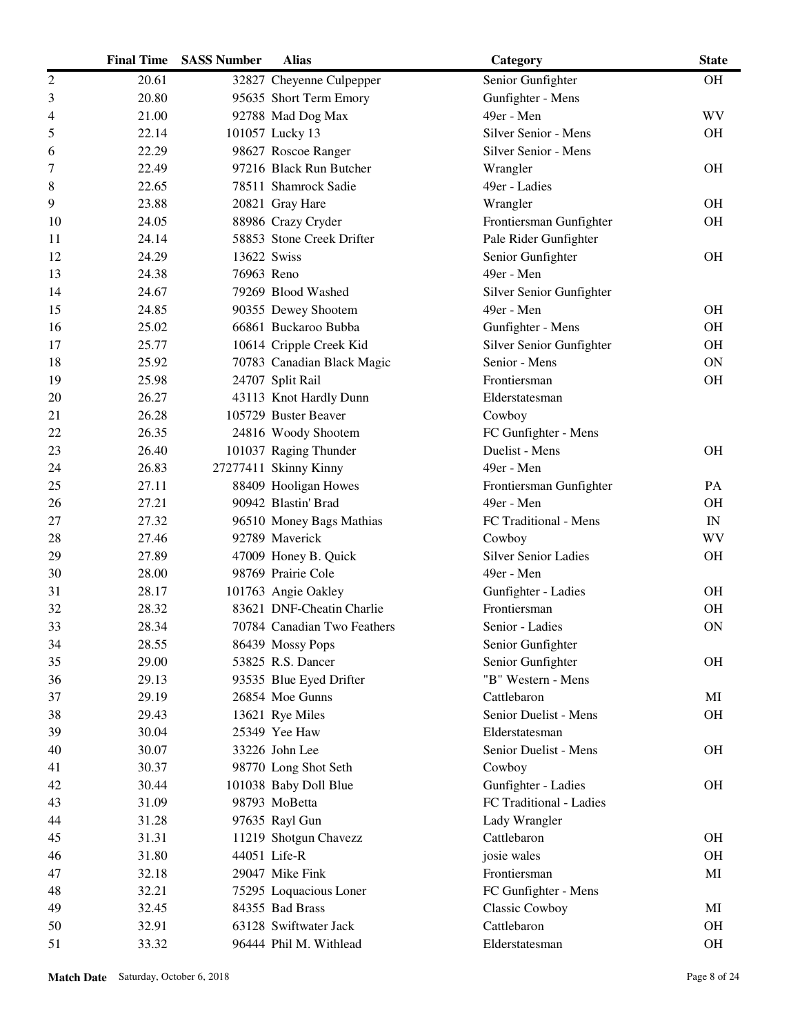| | Final Time | SASS Number | Alias | Category | State |
|---|---|---|---|---|---|
| 2 | 20.61 | 32827 | Cheyenne Culpepper | Senior Gunfighter | OH |
| 3 | 20.80 | 95635 | Short Term Emory | Gunfighter - Mens | |
| 4 | 21.00 | 92788 | Mad Dog Max | 49er - Men | WV |
| 5 | 22.14 | 101057 | Lucky 13 | Silver Senior - Mens | OH |
| 6 | 22.29 | 98627 | Roscoe Ranger | Silver Senior - Mens | |
| 7 | 22.49 | 97216 | Black Run Butcher | Wrangler | OH |
| 8 | 22.65 | 78511 | Shamrock Sadie | 49er - Ladies | |
| 9 | 23.88 | 20821 | Gray Hare | Wrangler | OH |
| 10 | 24.05 | 88986 | Crazy Cryder | Frontiersman Gunfighter | OH |
| 11 | 24.14 | 58853 | Stone Creek Drifter | Pale Rider Gunfighter | |
| 12 | 24.29 | 13622 | Swiss | Senior Gunfighter | OH |
| 13 | 24.38 | 76963 | Reno | 49er - Men | |
| 14 | 24.67 | 79269 | Blood Washed | Silver Senior Gunfighter | |
| 15 | 24.85 | 90355 | Dewey Shootem | 49er - Men | OH |
| 16 | 25.02 | 66861 | Buckaroo Bubba | Gunfighter - Mens | OH |
| 17 | 25.77 | 10614 | Cripple Creek Kid | Silver Senior Gunfighter | OH |
| 18 | 25.92 | 70783 | Canadian Black Magic | Senior - Mens | ON |
| 19 | 25.98 | 24707 | Split Rail | Frontiersman | OH |
| 20 | 26.27 | 43113 | Knot Hardly Dunn | Elderstatesman | |
| 21 | 26.28 | 105729 | Buster Beaver | Cowboy | |
| 22 | 26.35 | 24816 | Woody Shootem | FC Gunfighter - Mens | |
| 23 | 26.40 | 101037 | Raging Thunder | Duelist - Mens | OH |
| 24 | 26.83 | 27277411 | Skinny Kinny | 49er - Men | |
| 25 | 27.11 | 88409 | Hooligan Howes | Frontiersman Gunfighter | PA |
| 26 | 27.21 | 90942 | Blastin' Brad | 49er - Men | OH |
| 27 | 27.32 | 96510 | Money Bags Mathias | FC Traditional - Mens | IN |
| 28 | 27.46 | 92789 | Maverick | Cowboy | WV |
| 29 | 27.89 | 47009 | Honey B. Quick | Silver Senior Ladies | OH |
| 30 | 28.00 | 98769 | Prairie Cole | 49er - Men | |
| 31 | 28.17 | 101763 | Angie Oakley | Gunfighter - Ladies | OH |
| 32 | 28.32 | 83621 | DNF-Cheatin Charlie | Frontiersman | OH |
| 33 | 28.34 | 70784 | Canadian Two Feathers | Senior - Ladies | ON |
| 34 | 28.55 | 86439 | Mossy Pops | Senior Gunfighter | |
| 35 | 29.00 | 53825 | R.S. Dancer | Senior Gunfighter | OH |
| 36 | 29.13 | 93535 | Blue Eyed Drifter | "B" Western - Mens | |
| 37 | 29.19 | 26854 | Moe Gunns | Cattlebaron | MI |
| 38 | 29.43 | 13621 | Rye Miles | Senior Duelist - Mens | OH |
| 39 | 30.04 | 25349 | Yee Haw | Elderstatesman | |
| 40 | 30.07 | 33226 | John Lee | Senior Duelist - Mens | OH |
| 41 | 30.37 | 98770 | Long Shot Seth | Cowboy | |
| 42 | 30.44 | 101038 | Baby Doll Blue | Gunfighter - Ladies | OH |
| 43 | 31.09 | 98793 | MoBetta | FC Traditional - Ladies | |
| 44 | 31.28 | 97635 | Rayl Gun | Lady Wrangler | |
| 45 | 31.31 | 11219 | Shotgun Chavezz | Cattlebaron | OH |
| 46 | 31.80 | 44051 | Life-R | josie wales | OH |
| 47 | 32.18 | 29047 | Mike Fink | Frontiersman | MI |
| 48 | 32.21 | 75295 | Loquacious Loner | FC Gunfighter - Mens | |
| 49 | 32.45 | 84355 | Bad Brass | Classic Cowboy | MI |
| 50 | 32.91 | 63128 | Swiftwater Jack | Cattlebaron | OH |
| 51 | 33.32 | 96444 | Phil M. Withlead | Elderstatesman | OH |

**Match Date** Saturday, October 6, 2018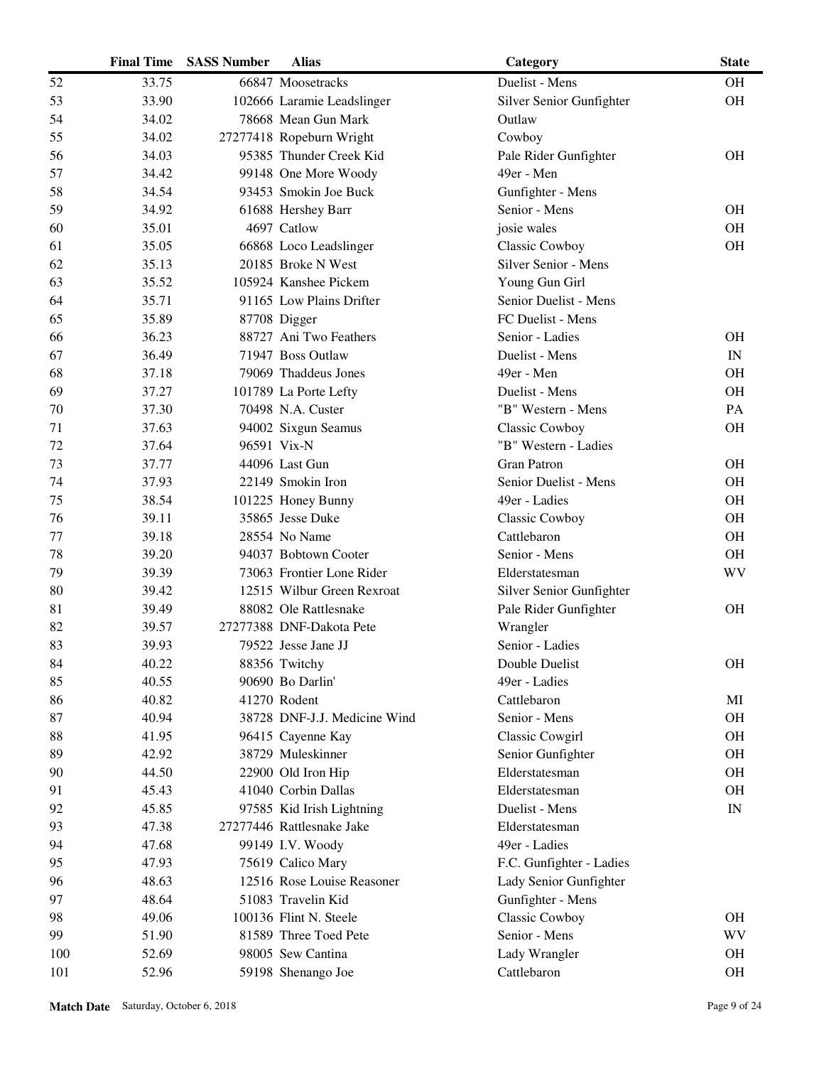| | Final Time | SASS Number | Alias | Category | State |
|---|---|---|---|---|---|
| 52 | 33.75 | 66847 | Moosetracks | Duelist - Mens | OH |
| 53 | 33.90 | 102666 | Laramie Leadslinger | Silver Senior Gunfighter | OH |
| 54 | 34.02 | 78668 | Mean Gun Mark | Outlaw | |
| 55 | 34.02 | 27277418 | Ropeburn Wright | Cowboy | |
| 56 | 34.03 | 95385 | Thunder Creek Kid | Pale Rider Gunfighter | OH |
| 57 | 34.42 | 99148 | One More Woody | 49er - Men | |
| 58 | 34.54 | 93453 | Smokin Joe Buck | Gunfighter - Mens | |
| 59 | 34.92 | 61688 | Hershey Barr | Senior - Mens | OH |
| 60 | 35.01 | 4697 | Catlow | josie wales | OH |
| 61 | 35.05 | 66868 | Loco Leadslinger | Classic Cowboy | OH |
| 62 | 35.13 | 20185 | Broke N West | Silver Senior - Mens | |
| 63 | 35.52 | 105924 | Kanshee Pickem | Young Gun Girl | |
| 64 | 35.71 | 91165 | Low Plains Drifter | Senior Duelist - Mens | |
| 65 | 35.89 | 87708 | Digger | FC Duelist - Mens | |
| 66 | 36.23 | 88727 | Ani Two Feathers | Senior - Ladies | OH |
| 67 | 36.49 | 71947 | Boss Outlaw | Duelist - Mens | IN |
| 68 | 37.18 | 79069 | Thaddeus Jones | 49er - Men | OH |
| 69 | 37.27 | 101789 | La Porte Lefty | Duelist - Mens | OH |
| 70 | 37.30 | 70498 | N.A. Custer | "B" Western - Mens | PA |
| 71 | 37.63 | 94002 | Sixgun Seamus | Classic Cowboy | OH |
| 72 | 37.64 | 96591 | Vix-N | "B" Western - Ladies | |
| 73 | 37.77 | 44096 | Last Gun | Gran Patron | OH |
| 74 | 37.93 | 22149 | Smokin Iron | Senior Duelist - Mens | OH |
| 75 | 38.54 | 101225 | Honey Bunny | 49er - Ladies | OH |
| 76 | 39.11 | 35865 | Jesse Duke | Classic Cowboy | OH |
| 77 | 39.18 | 28554 | No Name | Cattlebaron | OH |
| 78 | 39.20 | 94037 | Bobtown Cooter | Senior - Mens | OH |
| 79 | 39.39 | 73063 | Frontier Lone Rider | Elderstatesman | WV |
| 80 | 39.42 | 12515 | Wilbur Green Rexroat | Silver Senior Gunfighter | |
| 81 | 39.49 | 88082 | Ole Rattlesnake | Pale Rider Gunfighter | OH |
| 82 | 39.57 | 27277388 | DNF-Dakota Pete | Wrangler | |
| 83 | 39.93 | 79522 | Jesse Jane JJ | Senior - Ladies | |
| 84 | 40.22 | 88356 | Twitchy | Double Duelist | OH |
| 85 | 40.55 | 90690 | Bo Darlin' | 49er - Ladies | |
| 86 | 40.82 | 41270 | Rodent | Cattlebaron | MI |
| 87 | 40.94 | 38728 | DNF-J.J. Medicine Wind | Senior - Mens | OH |
| 88 | 41.95 | 96415 | Cayenne Kay | Classic Cowgirl | OH |
| 89 | 42.92 | 38729 | Muleskinner | Senior Gunfighter | OH |
| 90 | 44.50 | 22900 | Old Iron Hip | Elderstatesman | OH |
| 91 | 45.43 | 41040 | Corbin Dallas | Elderstatesman | OH |
| 92 | 45.85 | 97585 | Kid Irish Lightning | Duelist - Mens | IN |
| 93 | 47.38 | 27277446 | Rattlesnake Jake | Elderstatesman | |
| 94 | 47.68 | 99149 | I.V. Woody | 49er - Ladies | |
| 95 | 47.93 | 75619 | Calico Mary | F.C. Gunfighter - Ladies | |
| 96 | 48.63 | 12516 | Rose Louise Reasoner | Lady Senior Gunfighter | |
| 97 | 48.64 | 51083 | Travelin Kid | Gunfighter - Mens | |
| 98 | 49.06 | 100136 | Flint N. Steele | Classic Cowboy | OH |
| 99 | 51.90 | 81589 | Three Toed Pete | Senior - Mens | WV |
| 100 | 52.69 | 98005 | Sew Cantina | Lady Wrangler | OH |
| 101 | 52.96 | 59198 | Shenango Joe | Cattlebaron | OH |

**Match Date** Saturday, October 6, 2018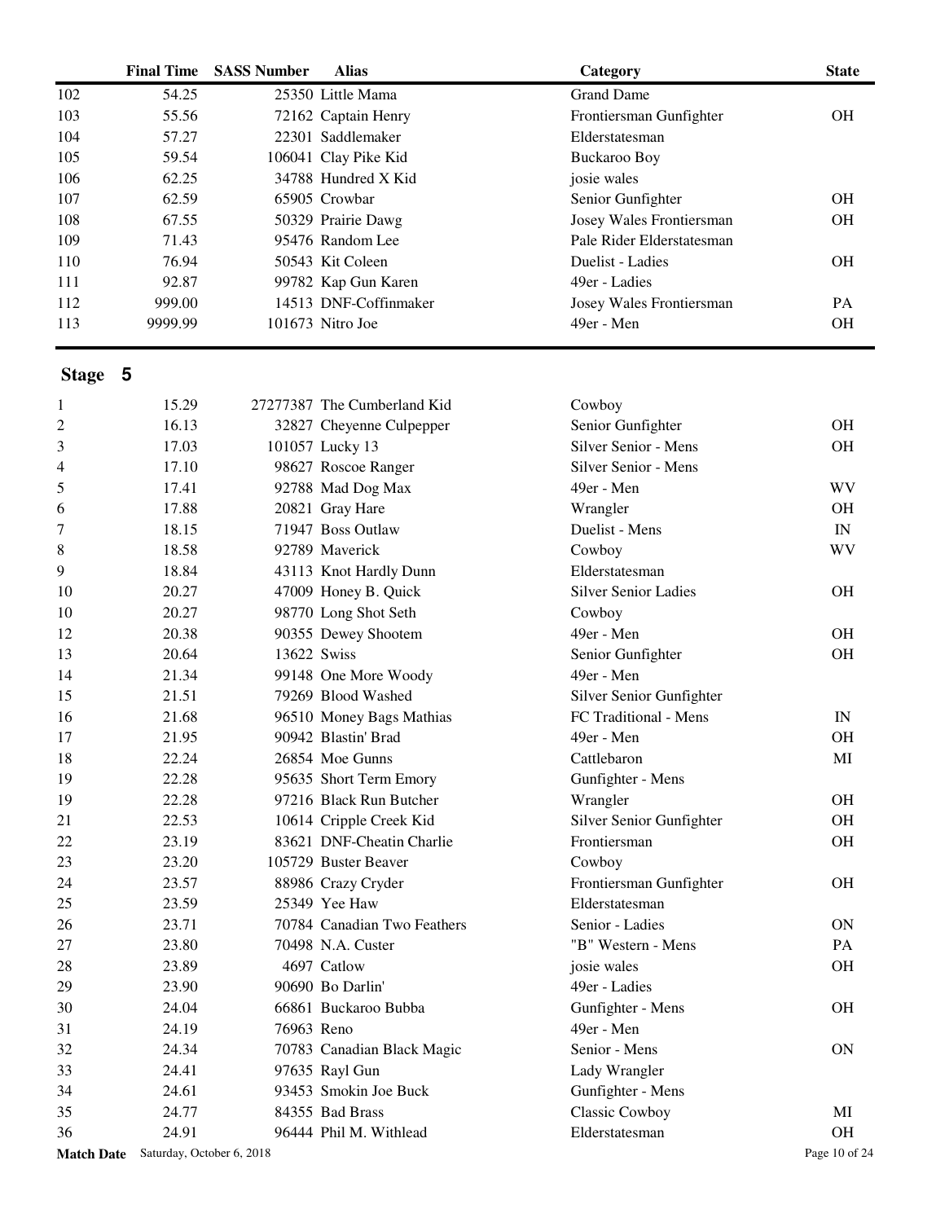| | Final Time | SASS Number | Alias | Category | State |
|---|---|---|---|---|---|
| 102 | 54.25 | 25350 | Little Mama | Grand Dame | |
| 103 | 55.56 | 72162 | Captain Henry | Frontiersman Gunfighter | OH |
| 104 | 57.27 | 22301 | Saddlemaker | Elderstatesman | |
| 105 | 59.54 | 106041 | Clay Pike Kid | Buckaroo Boy | |
| 106 | 62.25 | 34788 | Hundred X Kid | josie wales | |
| 107 | 62.59 | 65905 | Crowbar | Senior Gunfighter | OH |
| 108 | 67.55 | 50329 | Prairie Dawg | Josey Wales Frontiersman | OH |
| 109 | 71.43 | 95476 | Random Lee | Pale Rider Elderstatesman | |
| 110 | 76.94 | 50543 | Kit Coleen | Duelist - Ladies | OH |
| 111 | 92.87 | 99782 | Kap Gun Karen | 49er - Ladies | |
| 112 | 999.00 | 14513 | DNF-Coffinmaker | Josey Wales Frontiersman | PA |
| 113 | 9999.99 | 101673 | Nitro Joe | 49er - Men | OH |

## Stage 5

| | Final Time | SASS Number | Alias | Category | State |
|---|---|---|---|---|---|
| 1 | 15.29 | 27277387 | The Cumberland Kid | Cowboy | |
| 2 | 16.13 | 32827 | Cheyenne Culpepper | Senior Gunfighter | OH |
| 3 | 17.03 | 101057 | Lucky 13 | Silver Senior - Mens | OH |
| 4 | 17.10 | 98627 | Roscoe Ranger | Silver Senior - Mens | |
| 5 | 17.41 | 92788 | Mad Dog Max | 49er - Men | WV |
| 6 | 17.88 | 20821 | Gray Hare | Wrangler | OH |
| 7 | 18.15 | 71947 | Boss Outlaw | Duelist - Mens | IN |
| 8 | 18.58 | 92789 | Maverick | Cowboy | WV |
| 9 | 18.84 | 43113 | Knot Hardly Dunn | Elderstatesman | |
| 10 | 20.27 | 47009 | Honey B. Quick | Silver Senior Ladies | OH |
| 10 | 20.27 | 98770 | Long Shot Seth | Cowboy | |
| 12 | 20.38 | 90355 | Dewey Shootem | 49er - Men | OH |
| 13 | 20.64 | 13622 | Swiss | Senior Gunfighter | OH |
| 14 | 21.34 | 99148 | One More Woody | 49er - Men | |
| 15 | 21.51 | 79269 | Blood Washed | Silver Senior Gunfighter | |
| 16 | 21.68 | 96510 | Money Bags Mathias | FC Traditional - Mens | IN |
| 17 | 21.95 | 90942 | Blastin' Brad | 49er - Men | OH |
| 18 | 22.24 | 26854 | Moe Gunns | Cattlebaron | MI |
| 19 | 22.28 | 95635 | Short Term Emory | Gunfighter - Mens | |
| 19 | 22.28 | 97216 | Black Run Butcher | Wrangler | OH |
| 21 | 22.53 | 10614 | Cripple Creek Kid | Silver Senior Gunfighter | OH |
| 22 | 23.19 | 83621 | DNF-Cheatin Charlie | Frontiersman | OH |
| 23 | 23.20 | 105729 | Buster Beaver | Cowboy | |
| 24 | 23.57 | 88986 | Crazy Cryder | Frontiersman Gunfighter | OH |
| 25 | 23.59 | 25349 | Yee Haw | Elderstatesman | |
| 26 | 23.71 | 70784 | Canadian Two Feathers | Senior - Ladies | ON |
| 27 | 23.80 | 70498 | N.A. Custer | "B" Western - Mens | PA |
| 28 | 23.89 | 4697 | Catlow | josie wales | OH |
| 29 | 23.90 | 90690 | Bo Darlin' | 49er - Ladies | |
| 30 | 24.04 | 66861 | Buckaroo Bubba | Gunfighter - Mens | OH |
| 31 | 24.19 | 76963 | Reno | 49er - Men | |
| 32 | 24.34 | 70783 | Canadian Black Magic | Senior - Mens | ON |
| 33 | 24.41 | 97635 | Rayl Gun | Lady Wrangler | |
| 34 | 24.61 | 93453 | Smokin Joe Buck | Gunfighter - Mens | |
| 35 | 24.77 | 84355 | Bad Brass | Classic Cowboy | MI |
| 36 | 24.91 | 96444 | Phil M. Withlead | Elderstatesman | OH |

**Match Date** Saturday, October 6, 2018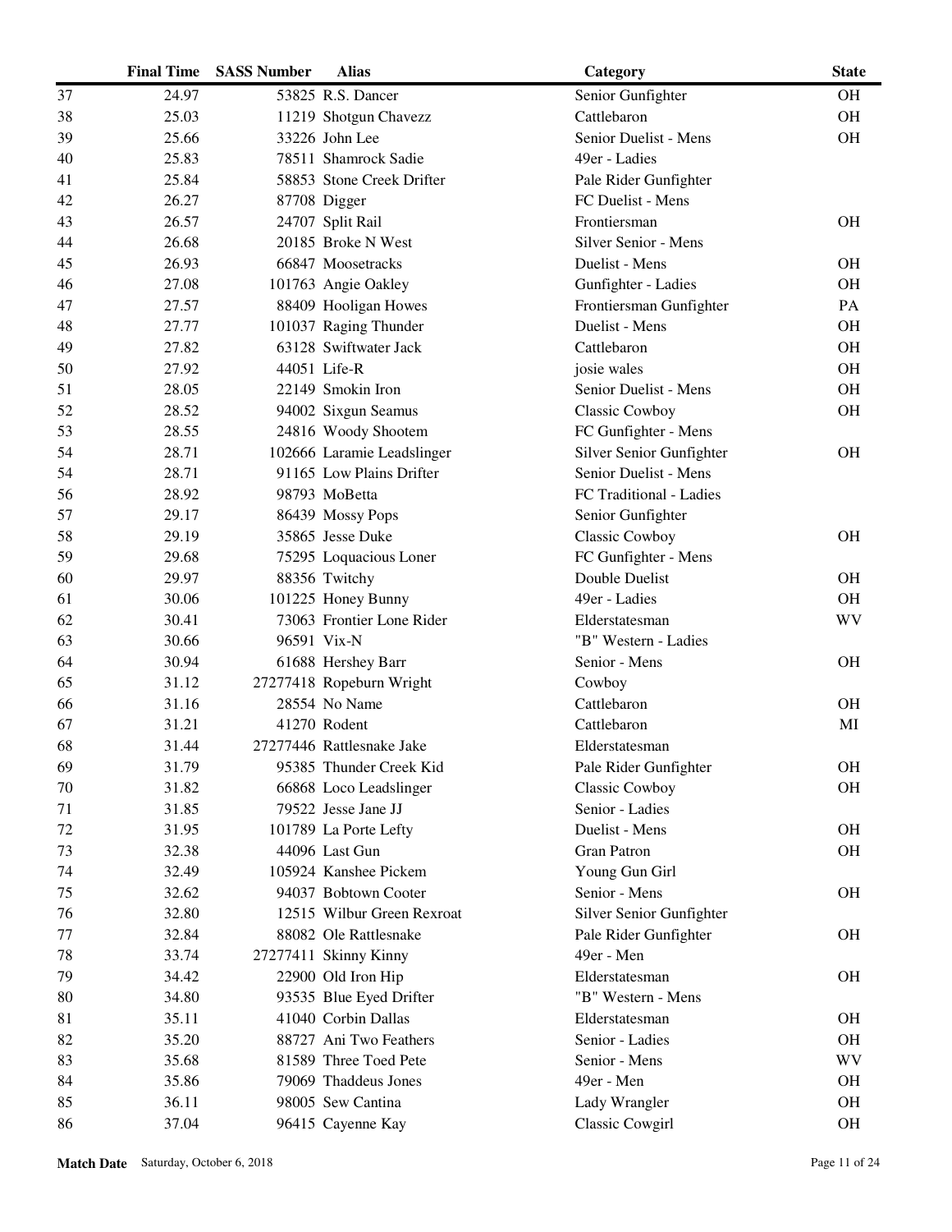|  | Final Time | SASS Number | Alias | Category | State |
|---|---|---|---|---|---|
| 37 | 24.97 | 53825 | R.S. Dancer | Senior Gunfighter | OH |
| 38 | 25.03 | 11219 | Shotgun Chavezz | Cattlebaron | OH |
| 39 | 25.66 | 33226 | John Lee | Senior Duelist - Mens | OH |
| 40 | 25.83 | 78511 | Shamrock Sadie | 49er - Ladies |  |
| 41 | 25.84 | 58853 | Stone Creek Drifter | Pale Rider Gunfighter |  |
| 42 | 26.27 | 87708 | Digger | FC Duelist - Mens |  |
| 43 | 26.57 | 24707 | Split Rail | Frontiersman | OH |
| 44 | 26.68 | 20185 | Broke N West | Silver Senior - Mens |  |
| 45 | 26.93 | 66847 | Moosetracks | Duelist - Mens | OH |
| 46 | 27.08 | 101763 | Angie Oakley | Gunfighter - Ladies | OH |
| 47 | 27.57 | 88409 | Hooligan Howes | Frontiersman Gunfighter | PA |
| 48 | 27.77 | 101037 | Raging Thunder | Duelist - Mens | OH |
| 49 | 27.82 | 63128 | Swiftwater Jack | Cattlebaron | OH |
| 50 | 27.92 | 44051 | Life-R | josie wales | OH |
| 51 | 28.05 | 22149 | Smokin Iron | Senior Duelist - Mens | OH |
| 52 | 28.52 | 94002 | Sixgun Seamus | Classic Cowboy | OH |
| 53 | 28.55 | 24816 | Woody Shootem | FC Gunfighter - Mens |  |
| 54 | 28.71 | 102666 | Laramie Leadslinger | Silver Senior Gunfighter | OH |
| 54 | 28.71 | 91165 | Low Plains Drifter | Senior Duelist - Mens |  |
| 56 | 28.92 | 98793 | MoBetta | FC Traditional - Ladies |  |
| 57 | 29.17 | 86439 | Mossy Pops | Senior Gunfighter |  |
| 58 | 29.19 | 35865 | Jesse Duke | Classic Cowboy | OH |
| 59 | 29.68 | 75295 | Loquacious Loner | FC Gunfighter - Mens |  |
| 60 | 29.97 | 88356 | Twitchy | Double Duelist | OH |
| 61 | 30.06 | 101225 | Honey Bunny | 49er - Ladies | OH |
| 62 | 30.41 | 73063 | Frontier Lone Rider | Elderstatesman | WV |
| 63 | 30.66 | 96591 | Vix-N | "B" Western - Ladies |  |
| 64 | 30.94 | 61688 | Hershey Barr | Senior - Mens | OH |
| 65 | 31.12 | 27277418 | Ropeburn Wright | Cowboy |  |
| 66 | 31.16 | 28554 | No Name | Cattlebaron | OH |
| 67 | 31.21 | 41270 | Rodent | Cattlebaron | MI |
| 68 | 31.44 | 27277446 | Rattlesnake Jake | Elderstatesman |  |
| 69 | 31.79 | 95385 | Thunder Creek Kid | Pale Rider Gunfighter | OH |
| 70 | 31.82 | 66868 | Loco Leadslinger | Classic Cowboy | OH |
| 71 | 31.85 | 79522 | Jesse Jane JJ | Senior - Ladies |  |
| 72 | 31.95 | 101789 | La Porte Lefty | Duelist - Mens | OH |
| 73 | 32.38 | 44096 | Last Gun | Gran Patron | OH |
| 74 | 32.49 | 105924 | Kanshee Pickem | Young Gun Girl |  |
| 75 | 32.62 | 94037 | Bobtown Cooter | Senior - Mens | OH |
| 76 | 32.80 | 12515 | Wilbur Green Rexroat | Silver Senior Gunfighter |  |
| 77 | 32.84 | 88082 | Ole Rattlesnake | Pale Rider Gunfighter | OH |
| 78 | 33.74 | 27277411 | Skinny Kinny | 49er - Men |  |
| 79 | 34.42 | 22900 | Old Iron Hip | Elderstatesman | OH |
| 80 | 34.80 | 93535 | Blue Eyed Drifter | "B" Western - Mens |  |
| 81 | 35.11 | 41040 | Corbin Dallas | Elderstatesman | OH |
| 82 | 35.20 | 88727 | Ani Two Feathers | Senior - Ladies | OH |
| 83 | 35.68 | 81589 | Three Toed Pete | Senior - Mens | WV |
| 84 | 35.86 | 79069 | Thaddeus Jones | 49er - Men | OH |
| 85 | 36.11 | 98005 | Sew Cantina | Lady Wrangler | OH |
| 86 | 37.04 | 96415 | Cayenne Kay | Classic Cowgirl | OH |

**Match Date** Saturday, October 6, 2018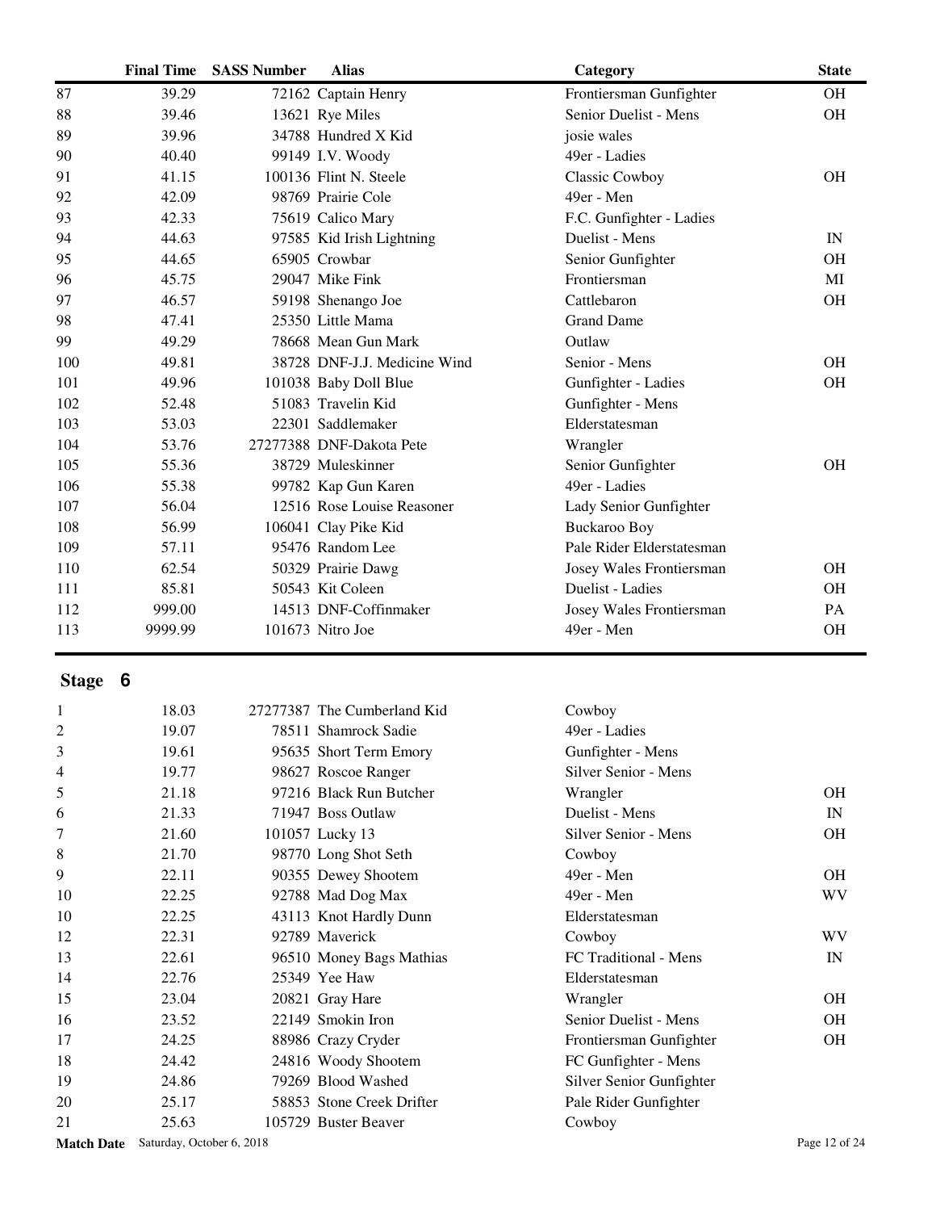| | Final Time | SASS Number | Alias | Category | State |
|---|---|---|---|---|---|
| 87 | 39.29 | 72162 | Captain Henry | Frontiersman Gunfighter | OH |
| 88 | 39.46 | 13621 | Rye Miles | Senior Duelist - Mens | OH |
| 89 | 39.96 | 34788 | Hundred X Kid | josie wales | |
| 90 | 40.40 | 99149 | I.V. Woody | 49er - Ladies | |
| 91 | 41.15 | 100136 | Flint N. Steele | Classic Cowboy | OH |
| 92 | 42.09 | 98769 | Prairie Cole | 49er - Men | |
| 93 | 42.33 | 75619 | Calico Mary | F.C. Gunfighter - Ladies | |
| 94 | 44.63 | 97585 | Kid Irish Lightning | Duelist - Mens | IN |
| 95 | 44.65 | 65905 | Crowbar | Senior Gunfighter | OH |
| 96 | 45.75 | 29047 | Mike Fink | Frontiersman | MI |
| 97 | 46.57 | 59198 | Shenango Joe | Cattlebaron | OH |
| 98 | 47.41 | 25350 | Little Mama | Grand Dame | |
| 99 | 49.29 | 78668 | Mean Gun Mark | Outlaw | |
| 100 | 49.81 | 38728 | DNF-J.J. Medicine Wind | Senior - Mens | OH |
| 101 | 49.96 | 101038 | Baby Doll Blue | Gunfighter - Ladies | OH |
| 102 | 52.48 | 51083 | Travelin Kid | Gunfighter - Mens | |
| 103 | 53.03 | 22301 | Saddlemaker | Elderstatesman | |
| 104 | 53.76 | 27277388 | DNF-Dakota Pete | Wrangler | |
| 105 | 55.36 | 38729 | Muleskinner | Senior Gunfighter | OH |
| 106 | 55.38 | 99782 | Kap Gun Karen | 49er - Ladies | |
| 107 | 56.04 | 12516 | Rose Louise Reasoner | Lady Senior Gunfighter | |
| 108 | 56.99 | 106041 | Clay Pike Kid | Buckaroo Boy | |
| 109 | 57.11 | 95476 | Random Lee | Pale Rider Elderstatesman | |
| 110 | 62.54 | 50329 | Prairie Dawg | Josey Wales Frontiersman | OH |
| 111 | 85.81 | 50543 | Kit Coleen | Duelist - Ladies | OH |
| 112 | 999.00 | 14513 | DNF-Coffinmaker | Josey Wales Frontiersman | PA |
| 113 | 9999.99 | 101673 | Nitro Joe | 49er - Men | OH |

## Stage 6

| | Final Time | SASS Number | Alias | Category | State |
|---|---|---|---|---|---|
| 1 | 18.03 | 27277387 | The Cumberland Kid | Cowboy | |
| 2 | 19.07 | 78511 | Shamrock Sadie | 49er - Ladies | |
| 3 | 19.61 | 95635 | Short Term Emory | Gunfighter - Mens | |
| 4 | 19.77 | 98627 | Roscoe Ranger | Silver Senior - Mens | |
| 5 | 21.18 | 97216 | Black Run Butcher | Wrangler | OH |
| 6 | 21.33 | 71947 | Boss Outlaw | Duelist - Mens | IN |
| 7 | 21.60 | 101057 | Lucky 13 | Silver Senior - Mens | OH |
| 8 | 21.70 | 98770 | Long Shot Seth | Cowboy | |
| 9 | 22.11 | 90355 | Dewey Shootem | 49er - Men | OH |
| 10 | 22.25 | 92788 | Mad Dog Max | 49er - Men | WV |
| 10 | 22.25 | 43113 | Knot Hardly Dunn | Elderstatesman | |
| 12 | 22.31 | 92789 | Maverick | Cowboy | WV |
| 13 | 22.61 | 96510 | Money Bags Mathias | FC Traditional - Mens | IN |
| 14 | 22.76 | 25349 | Yee Haw | Elderstatesman | |
| 15 | 23.04 | 20821 | Gray Hare | Wrangler | OH |
| 16 | 23.52 | 22149 | Smokin Iron | Senior Duelist - Mens | OH |
| 17 | 24.25 | 88986 | Crazy Cryder | Frontiersman Gunfighter | OH |
| 18 | 24.42 | 24816 | Woody Shootem | FC Gunfighter - Mens | |
| 19 | 24.86 | 79269 | Blood Washed | Silver Senior Gunfighter | |
| 20 | 25.17 | 58853 | Stone Creek Drifter | Pale Rider Gunfighter | |
| 21 | 25.63 | 105729 | Buster Beaver | Cowboy | |

**Match Date** Saturday, October 6, 2018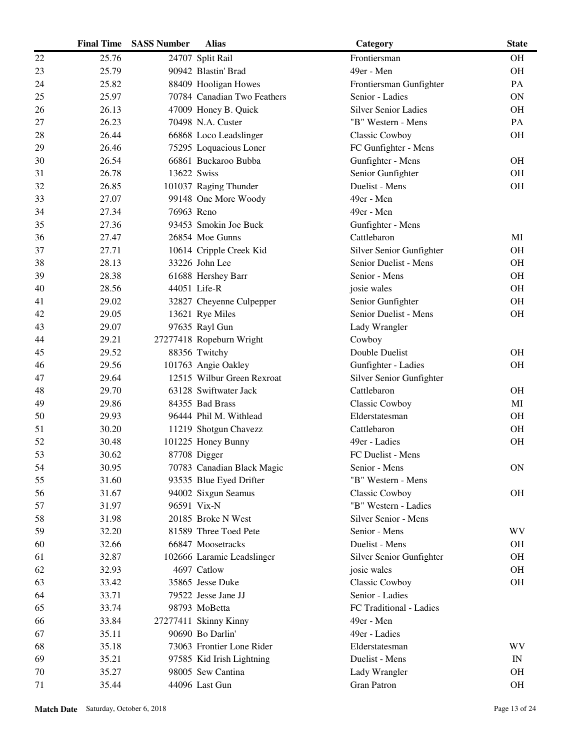| | Final Time | SASS Number | Alias | Category | State |
|---|---|---|---|---|---|
| 22 | 25.76 | 24707 | Split Rail | Frontiersman | OH |
| 23 | 25.79 | 90942 | Blastin' Brad | 49er - Men | OH |
| 24 | 25.82 | 88409 | Hooligan Howes | Frontiersman Gunfighter | PA |
| 25 | 25.97 | 70784 | Canadian Two Feathers | Senior - Ladies | ON |
| 26 | 26.13 | 47009 | Honey B. Quick | Silver Senior Ladies | OH |
| 27 | 26.23 | 70498 | N.A. Custer | "B" Western - Mens | PA |
| 28 | 26.44 | 66868 | Loco Leadslinger | Classic Cowboy | OH |
| 29 | 26.46 | 75295 | Loquacious Loner | FC Gunfighter - Mens | |
| 30 | 26.54 | 66861 | Buckaroo Bubba | Gunfighter - Mens | OH |
| 31 | 26.78 | 13622 | Swiss | Senior Gunfighter | OH |
| 32 | 26.85 | 101037 | Raging Thunder | Duelist - Mens | OH |
| 33 | 27.07 | 99148 | One More Woody | 49er - Men | |
| 34 | 27.34 | 76963 | Reno | 49er - Men | |
| 35 | 27.36 | 93453 | Smokin Joe Buck | Gunfighter - Mens | |
| 36 | 27.47 | 26854 | Moe Gunns | Cattlebaron | MI |
| 37 | 27.71 | 10614 | Cripple Creek Kid | Silver Senior Gunfighter | OH |
| 38 | 28.13 | 33226 | John Lee | Senior Duelist - Mens | OH |
| 39 | 28.38 | 61688 | Hershey Barr | Senior - Mens | OH |
| 40 | 28.56 | 44051 | Life-R | josie wales | OH |
| 41 | 29.02 | 32827 | Cheyenne Culpepper | Senior Gunfighter | OH |
| 42 | 29.05 | 13621 | Rye Miles | Senior Duelist - Mens | OH |
| 43 | 29.07 | 97635 | Rayl Gun | Lady Wrangler | |
| 44 | 29.21 | 27277418 | Ropeburn Wright | Cowboy | |
| 45 | 29.52 | 88356 | Twitchy | Double Duelist | OH |
| 46 | 29.56 | 101763 | Angie Oakley | Gunfighter - Ladies | OH |
| 47 | 29.64 | 12515 | Wilbur Green Rexroat | Silver Senior Gunfighter | |
| 48 | 29.70 | 63128 | Swiftwater Jack | Cattlebaron | OH |
| 49 | 29.86 | 84355 | Bad Brass | Classic Cowboy | MI |
| 50 | 29.93 | 96444 | Phil M. Withlead | Elderstatesman | OH |
| 51 | 30.20 | 11219 | Shotgun Chavezz | Cattlebaron | OH |
| 52 | 30.48 | 101225 | Honey Bunny | 49er - Ladies | OH |
| 53 | 30.62 | 87708 | Digger | FC Duelist - Mens | |
| 54 | 30.95 | 70783 | Canadian Black Magic | Senior - Mens | ON |
| 55 | 31.60 | 93535 | Blue Eyed Drifter | "B" Western - Mens | |
| 56 | 31.67 | 94002 | Sixgun Seamus | Classic Cowboy | OH |
| 57 | 31.97 | 96591 | Vix-N | "B" Western - Ladies | |
| 58 | 31.98 | 20185 | Broke N West | Silver Senior - Mens | |
| 59 | 32.20 | 81589 | Three Toed Pete | Senior - Mens | WV |
| 60 | 32.66 | 66847 | Moosetracks | Duelist - Mens | OH |
| 61 | 32.87 | 102666 | Laramie Leadslinger | Silver Senior Gunfighter | OH |
| 62 | 32.93 | 4697 | Catlow | josie wales | OH |
| 63 | 33.42 | 35865 | Jesse Duke | Classic Cowboy | OH |
| 64 | 33.71 | 79522 | Jesse Jane JJ | Senior - Ladies | |
| 65 | 33.74 | 98793 | MoBetta | FC Traditional - Ladies | |
| 66 | 33.84 | 27277411 | Skinny Kinny | 49er - Men | |
| 67 | 35.11 | 90690 | Bo Darlin' | 49er - Ladies | |
| 68 | 35.18 | 73063 | Frontier Lone Rider | Elderstatesman | WV |
| 69 | 35.21 | 97585 | Kid Irish Lightning | Duelist - Mens | IN |
| 70 | 35.27 | 98005 | Sew Cantina | Lady Wrangler | OH |
| 71 | 35.44 | 44096 | Last Gun | Gran Patron | OH |

**Match Date** Saturday, October 6, 2018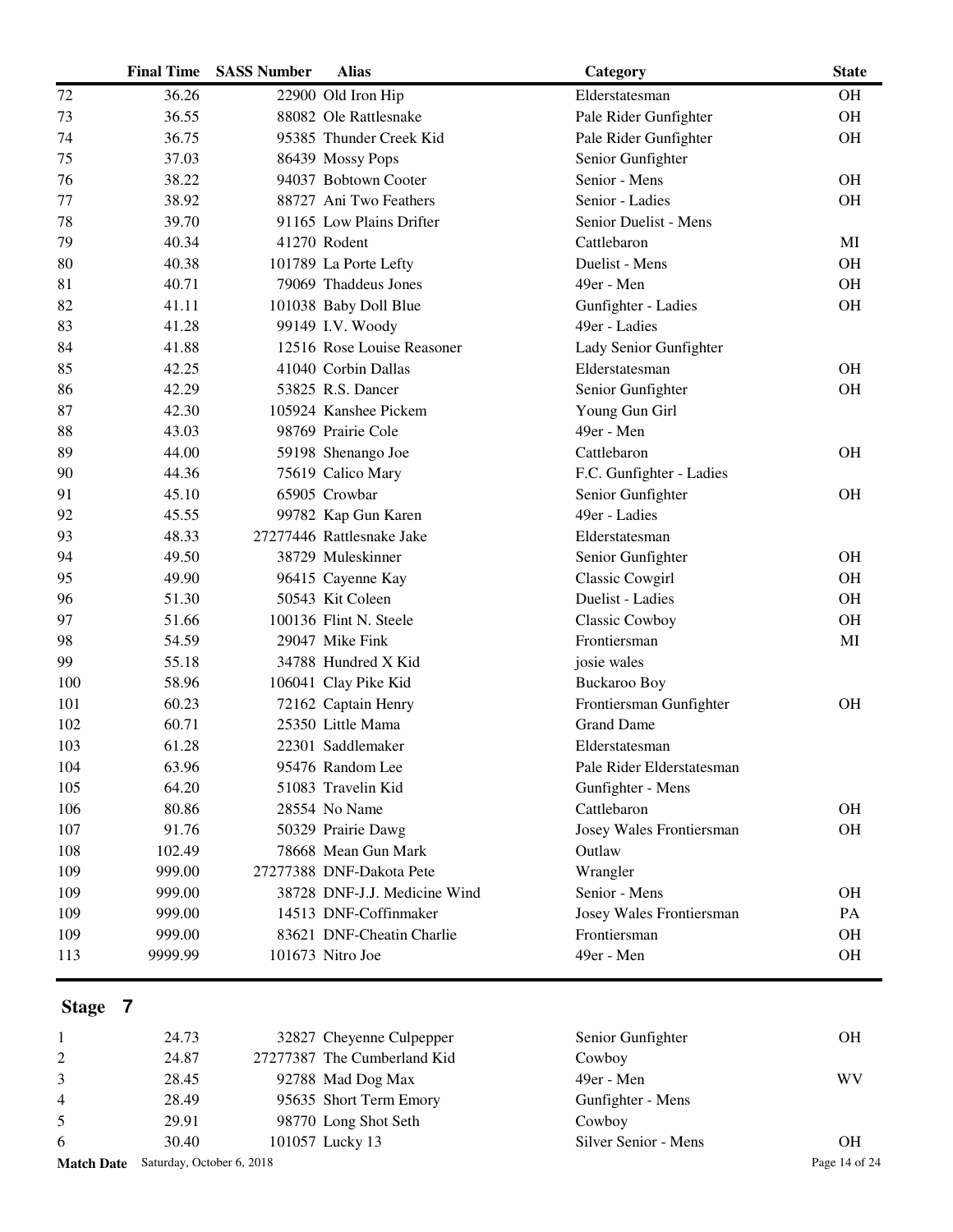| | Final Time | SASS Number | Alias | Category | State |
|---|---|---|---|---|---|
| 72 | 36.26 | 22900 | Old Iron Hip | Elderstatesman | OH |
| 73 | 36.55 | 88082 | Ole Rattlesnake | Pale Rider Gunfighter | OH |
| 74 | 36.75 | 95385 | Thunder Creek Kid | Pale Rider Gunfighter | OH |
| 75 | 37.03 | 86439 | Mossy Pops | Senior Gunfighter | |
| 76 | 38.22 | 94037 | Bobtown Cooter | Senior - Mens | OH |
| 77 | 38.92 | 88727 | Ani Two Feathers | Senior - Ladies | OH |
| 78 | 39.70 | 91165 | Low Plains Drifter | Senior Duelist - Mens | |
| 79 | 40.34 | 41270 | Rodent | Cattlebaron | MI |
| 80 | 40.38 | 101789 | La Porte Lefty | Duelist - Mens | OH |
| 81 | 40.71 | 79069 | Thaddeus Jones | 49er - Men | OH |
| 82 | 41.11 | 101038 | Baby Doll Blue | Gunfighter - Ladies | OH |
| 83 | 41.28 | 99149 | I.V. Woody | 49er - Ladies | |
| 84 | 41.88 | 12516 | Rose Louise Reasoner | Lady Senior Gunfighter | |
| 85 | 42.25 | 41040 | Corbin Dallas | Elderstatesman | OH |
| 86 | 42.29 | 53825 | R.S. Dancer | Senior Gunfighter | OH |
| 87 | 42.30 | 105924 | Kanshee Pickem | Young Gun Girl | |
| 88 | 43.03 | 98769 | Prairie Cole | 49er - Men | |
| 89 | 44.00 | 59198 | Shenango Joe | Cattlebaron | OH |
| 90 | 44.36 | 75619 | Calico Mary | F.C. Gunfighter - Ladies | |
| 91 | 45.10 | 65905 | Crowbar | Senior Gunfighter | OH |
| 92 | 45.55 | 99782 | Kap Gun Karen | 49er - Ladies | |
| 93 | 48.33 | 27277446 | Rattlesnake Jake | Elderstatesman | |
| 94 | 49.50 | 38729 | Muleskinner | Senior Gunfighter | OH |
| 95 | 49.90 | 96415 | Cayenne Kay | Classic Cowgirl | OH |
| 96 | 51.30 | 50543 | Kit Coleen | Duelist - Ladies | OH |
| 97 | 51.66 | 100136 | Flint N. Steele | Classic Cowboy | OH |
| 98 | 54.59 | 29047 | Mike Fink | Frontiersman | MI |
| 99 | 55.18 | 34788 | Hundred X Kid | josie wales | |
| 100 | 58.96 | 106041 | Clay Pike Kid | Buckaroo Boy | |
| 101 | 60.23 | 72162 | Captain Henry | Frontiersman Gunfighter | OH |
| 102 | 60.71 | 25350 | Little Mama | Grand Dame | |
| 103 | 61.28 | 22301 | Saddlemaker | Elderstatesman | |
| 104 | 63.96 | 95476 | Random Lee | Pale Rider Elderstatesman | |
| 105 | 64.20 | 51083 | Travelin Kid | Gunfighter - Mens | |
| 106 | 80.86 | 28554 | No Name | Cattlebaron | OH |
| 107 | 91.76 | 50329 | Prairie Dawg | Josey Wales Frontiersman | OH |
| 108 | 102.49 | 78668 | Mean Gun Mark | Outlaw | |
| 109 | 999.00 | 27277388 | DNF-Dakota Pete | Wrangler | |
| 109 | 999.00 | 38728 | DNF-J.J. Medicine Wind | Senior - Mens | OH |
| 109 | 999.00 | 14513 | DNF-Coffinmaker | Josey Wales Frontiersman | PA |
| 109 | 999.00 | 83621 | DNF-Cheatin Charlie | Frontiersman | OH |
| 113 | 9999.99 | 101673 | Nitro Joe | 49er - Men | OH |

## Stage 7

| | Final Time | SASS Number | Alias | Category | State |
|---|---|---|---|---|---|
| 1 | 24.73 | 32827 | Cheyenne Culpepper | Senior Gunfighter | OH |
| 2 | 24.87 | 27277387 | The Cumberland Kid | Cowboy | |
| 3 | 28.45 | 92788 | Mad Dog Max | 49er - Men | WV |
| 4 | 28.49 | 95635 | Short Term Emory | Gunfighter - Mens | |
| 5 | 29.91 | 98770 | Long Shot Seth | Cowboy | |
| 6 | 30.40 | 101057 | Lucky 13 | Silver Senior - Mens | OH |

**Match Date** Saturday, October 6, 2018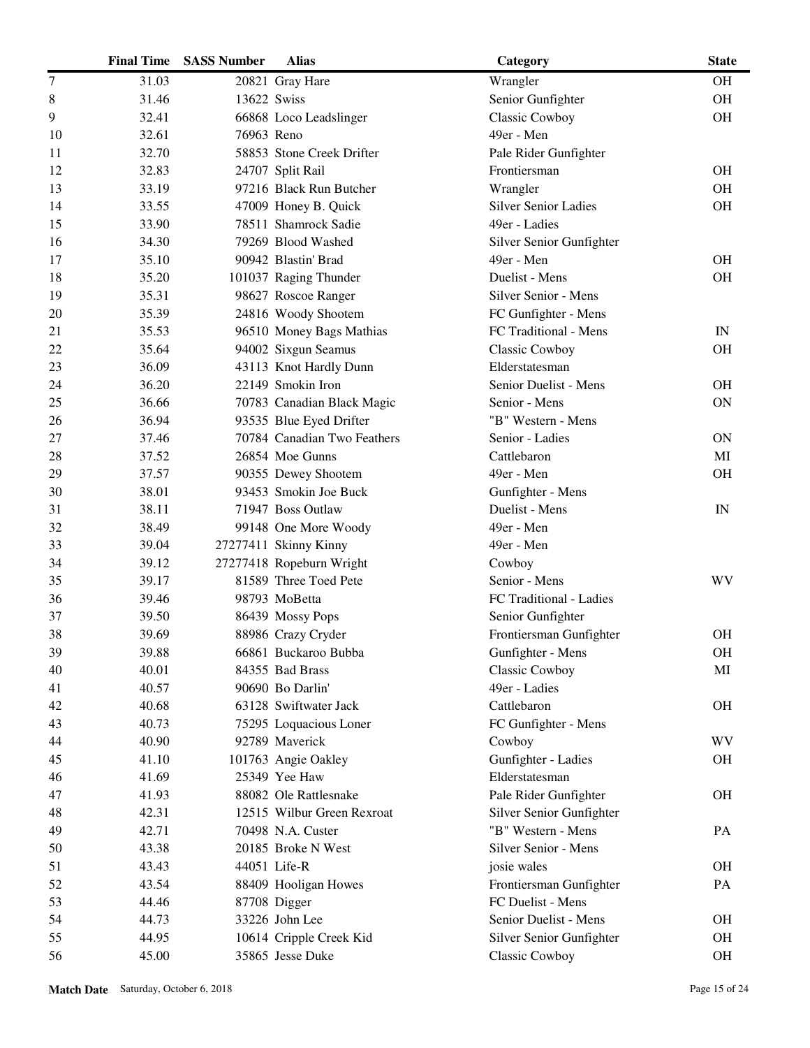| | Final Time | SASS Number | Alias | Category | State |
|---|---|---|---|---|---|
| 7 | 31.03 | 20821 | Gray Hare | Wrangler | OH |
| 8 | 31.46 | 13622 | Swiss | Senior Gunfighter | OH |
| 9 | 32.41 | 66868 | Loco Leadslinger | Classic Cowboy | OH |
| 10 | 32.61 | 76963 | Reno | 49er - Men | |
| 11 | 32.70 | 58853 | Stone Creek Drifter | Pale Rider Gunfighter | |
| 12 | 32.83 | 24707 | Split Rail | Frontiersman | OH |
| 13 | 33.19 | 97216 | Black Run Butcher | Wrangler | OH |
| 14 | 33.55 | 47009 | Honey B. Quick | Silver Senior Ladies | OH |
| 15 | 33.90 | 78511 | Shamrock Sadie | 49er - Ladies | |
| 16 | 34.30 | 79269 | Blood Washed | Silver Senior Gunfighter | |
| 17 | 35.10 | 90942 | Blastin' Brad | 49er - Men | OH |
| 18 | 35.20 | 101037 | Raging Thunder | Duelist - Mens | OH |
| 19 | 35.31 | 98627 | Roscoe Ranger | Silver Senior - Mens | |
| 20 | 35.39 | 24816 | Woody Shootem | FC Gunfighter - Mens | |
| 21 | 35.53 | 96510 | Money Bags Mathias | FC Traditional - Mens | IN |
| 22 | 35.64 | 94002 | Sixgun Seamus | Classic Cowboy | OH |
| 23 | 36.09 | 43113 | Knot Hardly Dunn | Elderstatesman | |
| 24 | 36.20 | 22149 | Smokin Iron | Senior Duelist - Mens | OH |
| 25 | 36.66 | 70783 | Canadian Black Magic | Senior - Mens | ON |
| 26 | 36.94 | 93535 | Blue Eyed Drifter | "B" Western - Mens | |
| 27 | 37.46 | 70784 | Canadian Two Feathers | Senior - Ladies | ON |
| 28 | 37.52 | 26854 | Moe Gunns | Cattlebaron | MI |
| 29 | 37.57 | 90355 | Dewey Shootem | 49er - Men | OH |
| 30 | 38.01 | 93453 | Smokin Joe Buck | Gunfighter - Mens | |
| 31 | 38.11 | 71947 | Boss Outlaw | Duelist - Mens | IN |
| 32 | 38.49 | 99148 | One More Woody | 49er - Men | |
| 33 | 39.04 | 27277411 | Skinny Kinny | 49er - Men | |
| 34 | 39.12 | 27277418 | Ropeburn Wright | Cowboy | |
| 35 | 39.17 | 81589 | Three Toed Pete | Senior - Mens | WV |
| 36 | 39.46 | 98793 | MoBetta | FC Traditional - Ladies | |
| 37 | 39.50 | 86439 | Mossy Pops | Senior Gunfighter | |
| 38 | 39.69 | 88986 | Crazy Cryder | Frontiersman Gunfighter | OH |
| 39 | 39.88 | 66861 | Buckaroo Bubba | Gunfighter - Mens | OH |
| 40 | 40.01 | 84355 | Bad Brass | Classic Cowboy | MI |
| 41 | 40.57 | 90690 | Bo Darlin' | 49er - Ladies | |
| 42 | 40.68 | 63128 | Swiftwater Jack | Cattlebaron | OH |
| 43 | 40.73 | 75295 | Loquacious Loner | FC Gunfighter - Mens | |
| 44 | 40.90 | 92789 | Maverick | Cowboy | WV |
| 45 | 41.10 | 101763 | Angie Oakley | Gunfighter - Ladies | OH |
| 46 | 41.69 | 25349 | Yee Haw | Elderstatesman | |
| 47 | 41.93 | 88082 | Ole Rattlesnake | Pale Rider Gunfighter | OH |
| 48 | 42.31 | 12515 | Wilbur Green Rexroat | Silver Senior Gunfighter | |
| 49 | 42.71 | 70498 | N.A. Custer | "B" Western - Mens | PA |
| 50 | 43.38 | 20185 | Broke N West | Silver Senior - Mens | |
| 51 | 43.43 | 44051 | Life-R | josie wales | OH |
| 52 | 43.54 | 88409 | Hooligan Howes | Frontiersman Gunfighter | PA |
| 53 | 44.46 | 87708 | Digger | FC Duelist - Mens | |
| 54 | 44.73 | 33226 | John Lee | Senior Duelist - Mens | OH |
| 55 | 44.95 | 10614 | Cripple Creek Kid | Silver Senior Gunfighter | OH |
| 56 | 45.00 | 35865 | Jesse Duke | Classic Cowboy | OH |

**Match Date** Saturday, October 6, 2018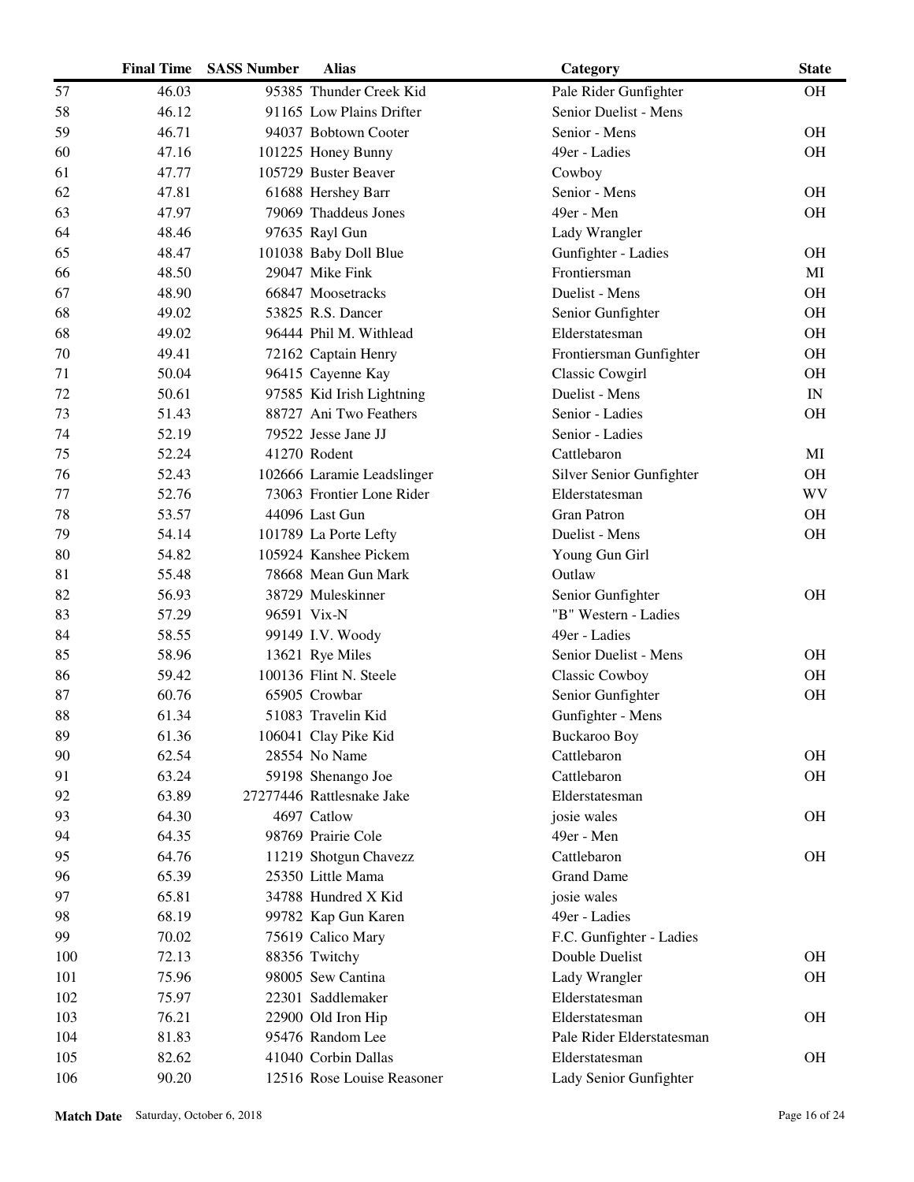| | Final Time | SASS Number | Alias | Category | State |
|---|---|---|---|---|---|
| 57 | 46.03 | 95385 | Thunder Creek Kid | Pale Rider Gunfighter | OH |
| 58 | 46.12 | 91165 | Low Plains Drifter | Senior Duelist - Mens | |
| 59 | 46.71 | 94037 | Bobtown Cooter | Senior - Mens | OH |
| 60 | 47.16 | 101225 | Honey Bunny | 49er - Ladies | OH |
| 61 | 47.77 | 105729 | Buster Beaver | Cowboy | |
| 62 | 47.81 | 61688 | Hershey Barr | Senior - Mens | OH |
| 63 | 47.97 | 79069 | Thaddeus Jones | 49er - Men | OH |
| 64 | 48.46 | 97635 | Rayl Gun | Lady Wrangler | |
| 65 | 48.47 | 101038 | Baby Doll Blue | Gunfighter - Ladies | OH |
| 66 | 48.50 | 29047 | Mike Fink | Frontiersman | MI |
| 67 | 48.90 | 66847 | Moosetracks | Duelist - Mens | OH |
| 68 | 49.02 | 53825 | R.S. Dancer | Senior Gunfighter | OH |
| 68 | 49.02 | 96444 | Phil M. Withlead | Elderstatesman | OH |
| 70 | 49.41 | 72162 | Captain Henry | Frontiersman Gunfighter | OH |
| 71 | 50.04 | 96415 | Cayenne Kay | Classic Cowgirl | OH |
| 72 | 50.61 | 97585 | Kid Irish Lightning | Duelist - Mens | IN |
| 73 | 51.43 | 88727 | Ani Two Feathers | Senior - Ladies | OH |
| 74 | 52.19 | 79522 | Jesse Jane JJ | Senior - Ladies | |
| 75 | 52.24 | 41270 | Rodent | Cattlebaron | MI |
| 76 | 52.43 | 102666 | Laramie Leadslinger | Silver Senior Gunfighter | OH |
| 77 | 52.76 | 73063 | Frontier Lone Rider | Elderstatesman | WV |
| 78 | 53.57 | 44096 | Last Gun | Gran Patron | OH |
| 79 | 54.14 | 101789 | La Porte Lefty | Duelist - Mens | OH |
| 80 | 54.82 | 105924 | Kanshee Pickem | Young Gun Girl | |
| 81 | 55.48 | 78668 | Mean Gun Mark | Outlaw | |
| 82 | 56.93 | 38729 | Muleskinner | Senior Gunfighter | OH |
| 83 | 57.29 | 96591 | Vix-N | "B" Western - Ladies | |
| 84 | 58.55 | 99149 | I.V. Woody | 49er - Ladies | |
| 85 | 58.96 | 13621 | Rye Miles | Senior Duelist - Mens | OH |
| 86 | 59.42 | 100136 | Flint N. Steele | Classic Cowboy | OH |
| 87 | 60.76 | 65905 | Crowbar | Senior Gunfighter | OH |
| 88 | 61.34 | 51083 | Travelin Kid | Gunfighter - Mens | |
| 89 | 61.36 | 106041 | Clay Pike Kid | Buckaroo Boy | |
| 90 | 62.54 | 28554 | No Name | Cattlebaron | OH |
| 91 | 63.24 | 59198 | Shenango Joe | Cattlebaron | OH |
| 92 | 63.89 | 27277446 | Rattlesnake Jake | Elderstatesman | |
| 93 | 64.30 | 4697 | Catlow | josie wales | OH |
| 94 | 64.35 | 98769 | Prairie Cole | 49er - Men | |
| 95 | 64.76 | 11219 | Shotgun Chavezz | Cattlebaron | OH |
| 96 | 65.39 | 25350 | Little Mama | Grand Dame | |
| 97 | 65.81 | 34788 | Hundred X Kid | josie wales | |
| 98 | 68.19 | 99782 | Kap Gun Karen | 49er - Ladies | |
| 99 | 70.02 | 75619 | Calico Mary | F.C. Gunfighter - Ladies | |
| 100 | 72.13 | 88356 | Twitchy | Double Duelist | OH |
| 101 | 75.96 | 98005 | Sew Cantina | Lady Wrangler | OH |
| 102 | 75.97 | 22301 | Saddlemaker | Elderstatesman | |
| 103 | 76.21 | 22900 | Old Iron Hip | Elderstatesman | OH |
| 104 | 81.83 | 95476 | Random Lee | Pale Rider Elderstatesman | |
| 105 | 82.62 | 41040 | Corbin Dallas | Elderstatesman | OH |
| 106 | 90.20 | 12516 | Rose Louise Reasoner | Lady Senior Gunfighter | |

**Match Date** Saturday, October 6, 2018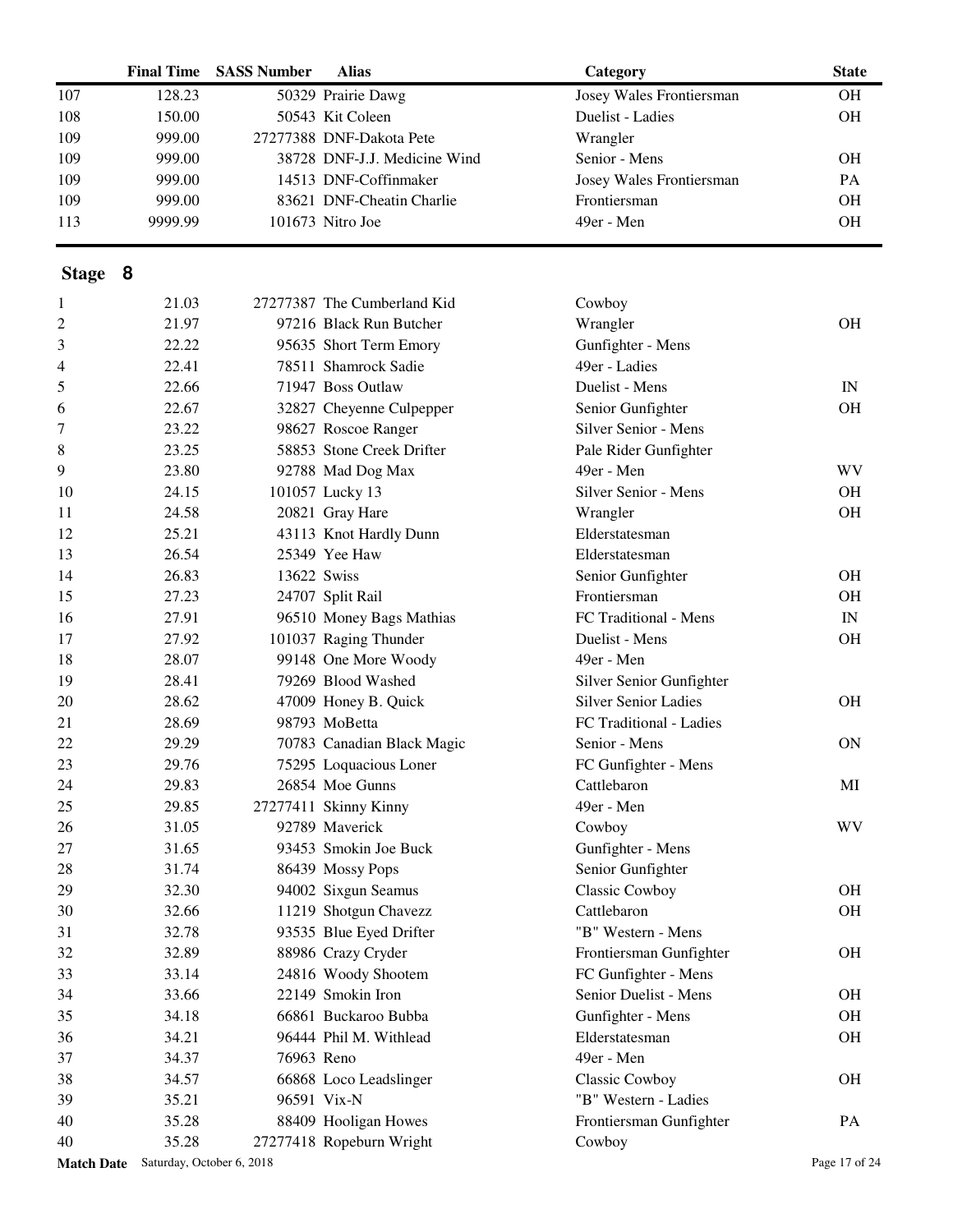| | Final Time | SASS Number | Alias | Category | State |
|---|---|---|---|---|---|
| 107 | 128.23 | 50329 | Prairie Dawg | Josey Wales Frontiersman | OH |
| 108 | 150.00 | 50543 | Kit Coleen | Duelist - Ladies | OH |
| 109 | 999.00 | 27277388 | DNF-Dakota Pete | Wrangler | |
| 109 | 999.00 | 38728 | DNF-J.J. Medicine Wind | Senior - Mens | OH |
| 109 | 999.00 | 14513 | DNF-Coffinmaker | Josey Wales Frontiersman | PA |
| 109 | 999.00 | 83621 | DNF-Cheatin Charlie | Frontiersman | OH |
| 113 | 9999.99 | 101673 | Nitro Joe | 49er - Men | OH |

## Stage 8

| | Final Time | SASS Number | Alias | Category | State |
|---|---|---|---|---|---|
| 1 | 21.03 | 27277387 | The Cumberland Kid | Cowboy | |
| 2 | 21.97 | 97216 | Black Run Butcher | Wrangler | OH |
| 3 | 22.22 | 95635 | Short Term Emory | Gunfighter - Mens | |
| 4 | 22.41 | 78511 | Shamrock Sadie | 49er - Ladies | |
| 5 | 22.66 | 71947 | Boss Outlaw | Duelist - Mens | IN |
| 6 | 22.67 | 32827 | Cheyenne Culpepper | Senior Gunfighter | OH |
| 7 | 23.22 | 98627 | Roscoe Ranger | Silver Senior - Mens | |
| 8 | 23.25 | 58853 | Stone Creek Drifter | Pale Rider Gunfighter | |
| 9 | 23.80 | 92788 | Mad Dog Max | 49er - Men | WV |
| 10 | 24.15 | 101057 | Lucky 13 | Silver Senior - Mens | OH |
| 11 | 24.58 | 20821 | Gray Hare | Wrangler | OH |
| 12 | 25.21 | 43113 | Knot Hardly Dunn | Elderstatesman | |
| 13 | 26.54 | 25349 | Yee Haw | Elderstatesman | |
| 14 | 26.83 | 13622 | Swiss | Senior Gunfighter | OH |
| 15 | 27.23 | 24707 | Split Rail | Frontiersman | OH |
| 16 | 27.91 | 96510 | Money Bags Mathias | FC Traditional - Mens | IN |
| 17 | 27.92 | 101037 | Raging Thunder | Duelist - Mens | OH |
| 18 | 28.07 | 99148 | One More Woody | 49er - Men | |
| 19 | 28.41 | 79269 | Blood Washed | Silver Senior Gunfighter | |
| 20 | 28.62 | 47009 | Honey B. Quick | Silver Senior Ladies | OH |
| 21 | 28.69 | 98793 | MoBetta | FC Traditional - Ladies | |
| 22 | 29.29 | 70783 | Canadian Black Magic | Senior - Mens | ON |
| 23 | 29.76 | 75295 | Loquacious Loner | FC Gunfighter - Mens | |
| 24 | 29.83 | 26854 | Moe Gunns | Cattlebaron | MI |
| 25 | 29.85 | 27277411 | Skinny Kinny | 49er - Men | |
| 26 | 31.05 | 92789 | Maverick | Cowboy | WV |
| 27 | 31.65 | 93453 | Smokin Joe Buck | Gunfighter - Mens | |
| 28 | 31.74 | 86439 | Mossy Pops | Senior Gunfighter | |
| 29 | 32.30 | 94002 | Sixgun Seamus | Classic Cowboy | OH |
| 30 | 32.66 | 11219 | Shotgun Chavezz | Cattlebaron | OH |
| 31 | 32.78 | 93535 | Blue Eyed Drifter | "B" Western - Mens | |
| 32 | 32.89 | 88986 | Crazy Cryder | Frontiersman Gunfighter | OH |
| 33 | 33.14 | 24816 | Woody Shootem | FC Gunfighter - Mens | |
| 34 | 33.66 | 22149 | Smokin Iron | Senior Duelist - Mens | OH |
| 35 | 34.18 | 66861 | Buckaroo Bubba | Gunfighter - Mens | OH |
| 36 | 34.21 | 96444 | Phil M. Withlead | Elderstatesman | OH |
| 37 | 34.37 | 76963 | Reno | 49er - Men | |
| 38 | 34.57 | 66868 | Loco Leadslinger | Classic Cowboy | OH |
| 39 | 35.21 | 96591 | Vix-N | "B" Western - Ladies | |
| 40 | 35.28 | 88409 | Hooligan Howes | Frontiersman Gunfighter | PA |
| 40 | 35.28 | 27277418 | Ropeburn Wright | Cowboy | |

**Match Date** Saturday, October 6, 2018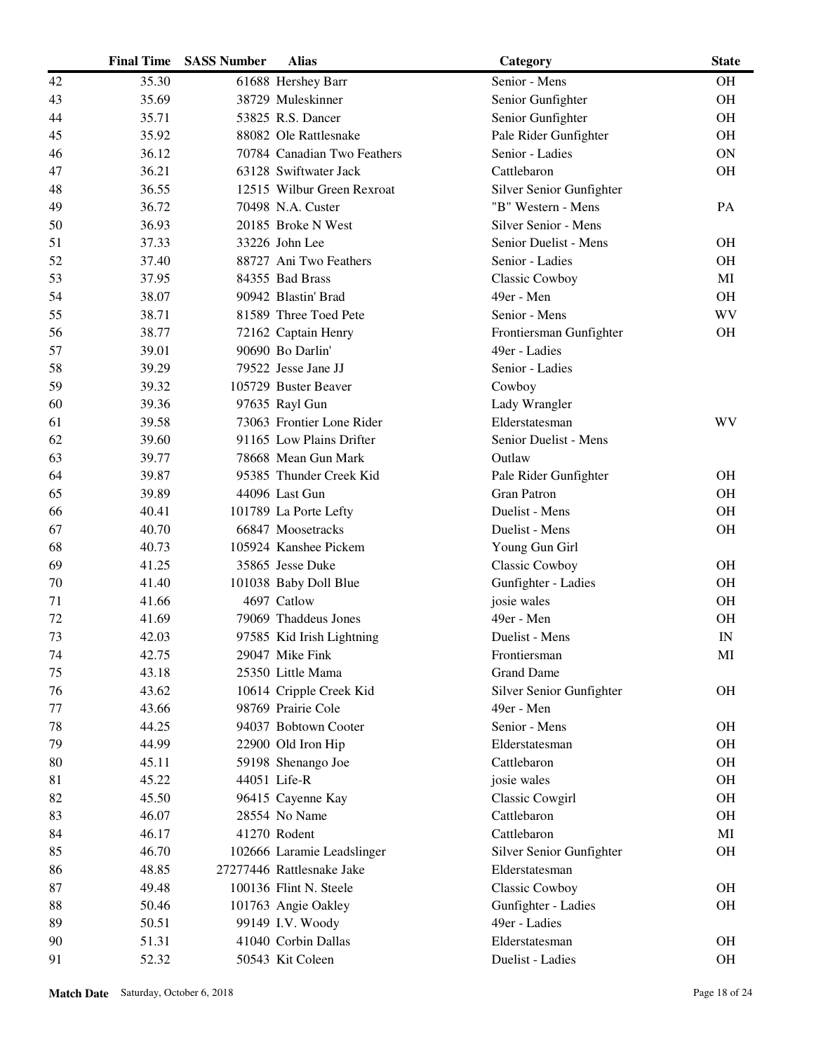| | Final Time | SASS Number | Alias | Category | State |
|---|---|---|---|---|---|
| 42 | 35.30 | 61688 | Hershey Barr | Senior - Mens | OH |
| 43 | 35.69 | 38729 | Muleskinner | Senior Gunfighter | OH |
| 44 | 35.71 | 53825 | R.S. Dancer | Senior Gunfighter | OH |
| 45 | 35.92 | 88082 | Ole Rattlesnake | Pale Rider Gunfighter | OH |
| 46 | 36.12 | 70784 | Canadian Two Feathers | Senior - Ladies | ON |
| 47 | 36.21 | 63128 | Swiftwater Jack | Cattlebaron | OH |
| 48 | 36.55 | 12515 | Wilbur Green Rexroat | Silver Senior Gunfighter | |
| 49 | 36.72 | 70498 | N.A. Custer | "B" Western - Mens | PA |
| 50 | 36.93 | 20185 | Broke N West | Silver Senior - Mens | |
| 51 | 37.33 | 33226 | John Lee | Senior Duelist - Mens | OH |
| 52 | 37.40 | 88727 | Ani Two Feathers | Senior - Ladies | OH |
| 53 | 37.95 | 84355 | Bad Brass | Classic Cowboy | MI |
| 54 | 38.07 | 90942 | Blastin' Brad | 49er - Men | OH |
| 55 | 38.71 | 81589 | Three Toed Pete | Senior - Mens | WV |
| 56 | 38.77 | 72162 | Captain Henry | Frontiersman Gunfighter | OH |
| 57 | 39.01 | 90690 | Bo Darlin' | 49er - Ladies | |
| 58 | 39.29 | 79522 | Jesse Jane JJ | Senior - Ladies | |
| 59 | 39.32 | 105729 | Buster Beaver | Cowboy | |
| 60 | 39.36 | 97635 | Rayl Gun | Lady Wrangler | |
| 61 | 39.58 | 73063 | Frontier Lone Rider | Elderstatesman | WV |
| 62 | 39.60 | 91165 | Low Plains Drifter | Senior Duelist - Mens | |
| 63 | 39.77 | 78668 | Mean Gun Mark | Outlaw | |
| 64 | 39.87 | 95385 | Thunder Creek Kid | Pale Rider Gunfighter | OH |
| 65 | 39.89 | 44096 | Last Gun | Gran Patron | OH |
| 66 | 40.41 | 101789 | La Porte Lefty | Duelist - Mens | OH |
| 67 | 40.70 | 66847 | Moosetracks | Duelist - Mens | OH |
| 68 | 40.73 | 105924 | Kanshee Pickem | Young Gun Girl | |
| 69 | 41.25 | 35865 | Jesse Duke | Classic Cowboy | OH |
| 70 | 41.40 | 101038 | Baby Doll Blue | Gunfighter - Ladies | OH |
| 71 | 41.66 | 4697 | Catlow | josie wales | OH |
| 72 | 41.69 | 79069 | Thaddeus Jones | 49er - Men | OH |
| 73 | 42.03 | 97585 | Kid Irish Lightning | Duelist - Mens | IN |
| 74 | 42.75 | 29047 | Mike Fink | Frontiersman | MI |
| 75 | 43.18 | 25350 | Little Mama | Grand Dame | |
| 76 | 43.62 | 10614 | Cripple Creek Kid | Silver Senior Gunfighter | OH |
| 77 | 43.66 | 98769 | Prairie Cole | 49er - Men | |
| 78 | 44.25 | 94037 | Bobtown Cooter | Senior - Mens | OH |
| 79 | 44.99 | 22900 | Old Iron Hip | Elderstatesman | OH |
| 80 | 45.11 | 59198 | Shenango Joe | Cattlebaron | OH |
| 81 | 45.22 | 44051 | Life-R | josie wales | OH |
| 82 | 45.50 | 96415 | Cayenne Kay | Classic Cowgirl | OH |
| 83 | 46.07 | 28554 | No Name | Cattlebaron | OH |
| 84 | 46.17 | 41270 | Rodent | Cattlebaron | MI |
| 85 | 46.70 | 102666 | Laramie Leadslinger | Silver Senior Gunfighter | OH |
| 86 | 48.85 | 27277446 | Rattlesnake Jake | Elderstatesman | |
| 87 | 49.48 | 100136 | Flint N. Steele | Classic Cowboy | OH |
| 88 | 50.46 | 101763 | Angie Oakley | Gunfighter - Ladies | OH |
| 89 | 50.51 | 99149 | I.V. Woody | 49er - Ladies | |
| 90 | 51.31 | 41040 | Corbin Dallas | Elderstatesman | OH |
| 91 | 52.32 | 50543 | Kit Coleen | Duelist - Ladies | OH |

**Match Date** Saturday, October 6, 2018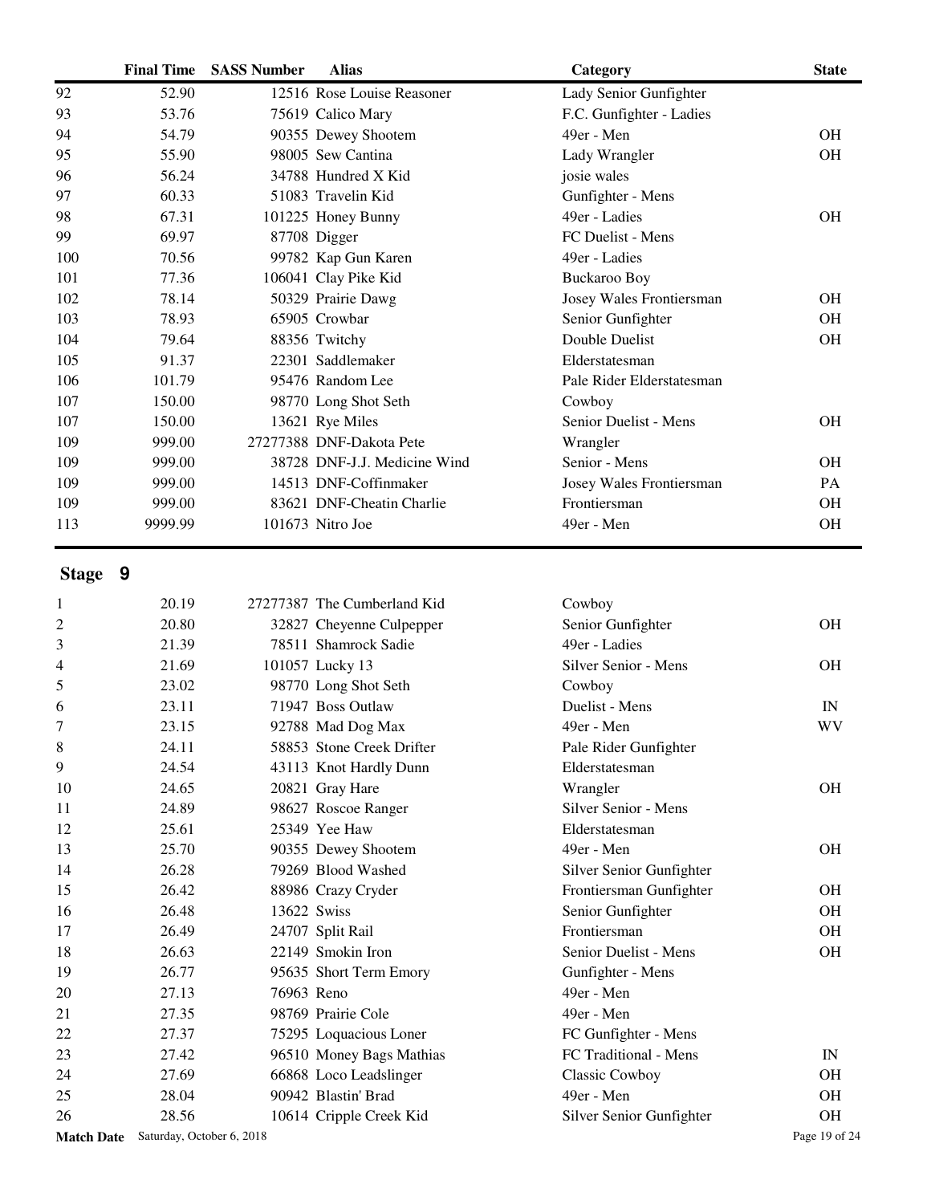| | Final Time | SASS Number | Alias | Category | State |
|---|---|---|---|---|---|
| 92 | 52.90 | 12516 | Rose Louise Reasoner | Lady Senior Gunfighter | |
| 93 | 53.76 | 75619 | Calico Mary | F.C. Gunfighter - Ladies | |
| 94 | 54.79 | 90355 | Dewey Shootem | 49er - Men | OH |
| 95 | 55.90 | 98005 | Sew Cantina | Lady Wrangler | OH |
| 96 | 56.24 | 34788 | Hundred X Kid | josie wales | |
| 97 | 60.33 | 51083 | Travelin Kid | Gunfighter - Mens | |
| 98 | 67.31 | 101225 | Honey Bunny | 49er - Ladies | OH |
| 99 | 69.97 | 87708 | Digger | FC Duelist - Mens | |
| 100 | 70.56 | 99782 | Kap Gun Karen | 49er - Ladies | |
| 101 | 77.36 | 106041 | Clay Pike Kid | Buckaroo Boy | |
| 102 | 78.14 | 50329 | Prairie Dawg | Josey Wales Frontiersman | OH |
| 103 | 78.93 | 65905 | Crowbar | Senior Gunfighter | OH |
| 104 | 79.64 | 88356 | Twitchy | Double Duelist | OH |
| 105 | 91.37 | 22301 | Saddlemaker | Elderstatesman | |
| 106 | 101.79 | 95476 | Random Lee | Pale Rider Elderstatesman | |
| 107 | 150.00 | 98770 | Long Shot Seth | Cowboy | |
| 107 | 150.00 | 13621 | Rye Miles | Senior Duelist - Mens | OH |
| 109 | 999.00 | 27277388 | DNF-Dakota Pete | Wrangler | |
| 109 | 999.00 | 38728 | DNF-J.J. Medicine Wind | Senior - Mens | OH |
| 109 | 999.00 | 14513 | DNF-Coffinmaker | Josey Wales Frontiersman | PA |
| 109 | 999.00 | 83621 | DNF-Cheatin Charlie | Frontiersman | OH |
| 113 | 9999.99 | 101673 | Nitro Joe | 49er - Men | OH |

## Stage 9

| | Final Time | SASS Number | Alias | Category | State |
|---|---|---|---|---|---|
| 1 | 20.19 | 27277387 | The Cumberland Kid | Cowboy | |
| 2 | 20.80 | 32827 | Cheyenne Culpepper | Senior Gunfighter | OH |
| 3 | 21.39 | 78511 | Shamrock Sadie | 49er - Ladies | |
| 4 | 21.69 | 101057 | Lucky 13 | Silver Senior - Mens | OH |
| 5 | 23.02 | 98770 | Long Shot Seth | Cowboy | |
| 6 | 23.11 | 71947 | Boss Outlaw | Duelist - Mens | IN |
| 7 | 23.15 | 92788 | Mad Dog Max | 49er - Men | WV |
| 8 | 24.11 | 58853 | Stone Creek Drifter | Pale Rider Gunfighter | |
| 9 | 24.54 | 43113 | Knot Hardly Dunn | Elderstatesman | |
| 10 | 24.65 | 20821 | Gray Hare | Wrangler | OH |
| 11 | 24.89 | 98627 | Roscoe Ranger | Silver Senior - Mens | |
| 12 | 25.61 | 25349 | Yee Haw | Elderstatesman | |
| 13 | 25.70 | 90355 | Dewey Shootem | 49er - Men | OH |
| 14 | 26.28 | 79269 | Blood Washed | Silver Senior Gunfighter | |
| 15 | 26.42 | 88986 | Crazy Cryder | Frontiersman Gunfighter | OH |
| 16 | 26.48 | 13622 | Swiss | Senior Gunfighter | OH |
| 17 | 26.49 | 24707 | Split Rail | Frontiersman | OH |
| 18 | 26.63 | 22149 | Smokin Iron | Senior Duelist - Mens | OH |
| 19 | 26.77 | 95635 | Short Term Emory | Gunfighter - Mens | |
| 20 | 27.13 | 76963 | Reno | 49er - Men | |
| 21 | 27.35 | 98769 | Prairie Cole | 49er - Men | |
| 22 | 27.37 | 75295 | Loquacious Loner | FC Gunfighter - Mens | |
| 23 | 27.42 | 96510 | Money Bags Mathias | FC Traditional - Mens | IN |
| 24 | 27.69 | 66868 | Loco Leadslinger | Classic Cowboy | OH |
| 25 | 28.04 | 90942 | Blastin' Brad | 49er - Men | OH |
| 26 | 28.56 | 10614 | Cripple Creek Kid | Silver Senior Gunfighter | OH |

**Match Date** Saturday, October 6, 2018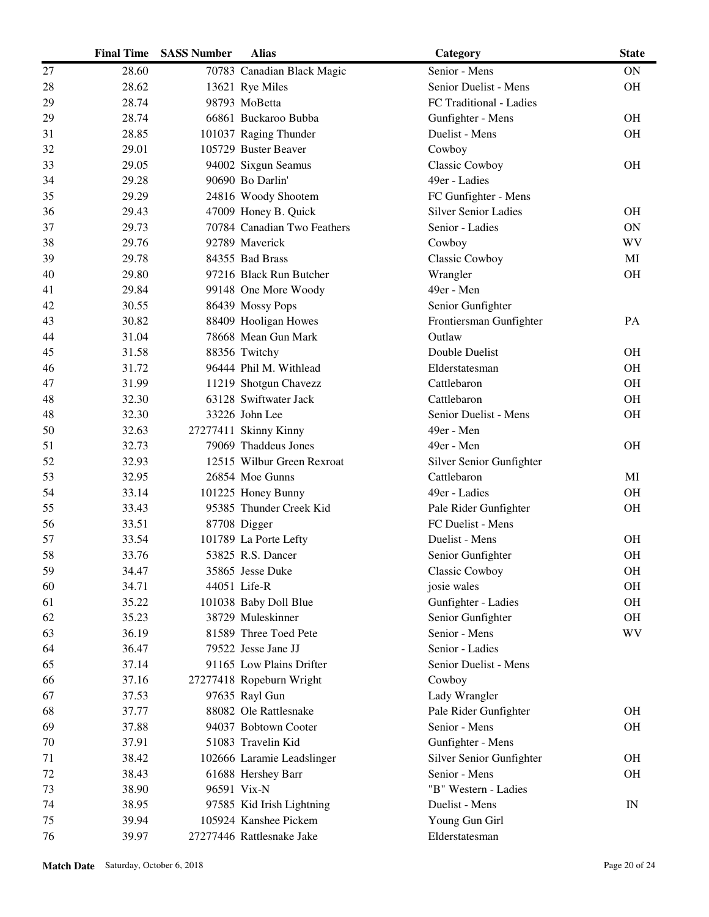|  | Final Time | SASS Number | Alias | Category | State |
|---|---|---|---|---|---|
| 27 | 28.60 | 70783 | Canadian Black Magic | Senior - Mens | ON |
| 28 | 28.62 | 13621 | Rye Miles | Senior Duelist - Mens | OH |
| 29 | 28.74 | 98793 | MoBetta | FC Traditional - Ladies |  |
| 29 | 28.74 | 66861 | Buckaroo Bubba | Gunfighter - Mens | OH |
| 31 | 28.85 | 101037 | Raging Thunder | Duelist - Mens | OH |
| 32 | 29.01 | 105729 | Buster Beaver | Cowboy |  |
| 33 | 29.05 | 94002 | Sixgun Seamus | Classic Cowboy | OH |
| 34 | 29.28 | 90690 | Bo Darlin' | 49er - Ladies |  |
| 35 | 29.29 | 24816 | Woody Shootem | FC Gunfighter - Mens |  |
| 36 | 29.43 | 47009 | Honey B. Quick | Silver Senior Ladies | OH |
| 37 | 29.73 | 70784 | Canadian Two Feathers | Senior - Ladies | ON |
| 38 | 29.76 | 92789 | Maverick | Cowboy | WV |
| 39 | 29.78 | 84355 | Bad Brass | Classic Cowboy | MI |
| 40 | 29.80 | 97216 | Black Run Butcher | Wrangler | OH |
| 41 | 29.84 | 99148 | One More Woody | 49er - Men |  |
| 42 | 30.55 | 86439 | Mossy Pops | Senior Gunfighter |  |
| 43 | 30.82 | 88409 | Hooligan Howes | Frontiersman Gunfighter | PA |
| 44 | 31.04 | 78668 | Mean Gun Mark | Outlaw |  |
| 45 | 31.58 | 88356 | Twitchy | Double Duelist | OH |
| 46 | 31.72 | 96444 | Phil M. Withlead | Elderstatesman | OH |
| 47 | 31.99 | 11219 | Shotgun Chavezz | Cattlebaron | OH |
| 48 | 32.30 | 63128 | Swiftwater Jack | Cattlebaron | OH |
| 48 | 32.30 | 33226 | John Lee | Senior Duelist - Mens | OH |
| 50 | 32.63 | 27277411 | Skinny Kinny | 49er - Men |  |
| 51 | 32.73 | 79069 | Thaddeus Jones | 49er - Men | OH |
| 52 | 32.93 | 12515 | Wilbur Green Rexroat | Silver Senior Gunfighter |  |
| 53 | 32.95 | 26854 | Moe Gunns | Cattlebaron | MI |
| 54 | 33.14 | 101225 | Honey Bunny | 49er - Ladies | OH |
| 55 | 33.43 | 95385 | Thunder Creek Kid | Pale Rider Gunfighter | OH |
| 56 | 33.51 | 87708 | Digger | FC Duelist - Mens |  |
| 57 | 33.54 | 101789 | La Porte Lefty | Duelist - Mens | OH |
| 58 | 33.76 | 53825 | R.S. Dancer | Senior Gunfighter | OH |
| 59 | 34.47 | 35865 | Jesse Duke | Classic Cowboy | OH |
| 60 | 34.71 | 44051 | Life-R | josie wales | OH |
| 61 | 35.22 | 101038 | Baby Doll Blue | Gunfighter - Ladies | OH |
| 62 | 35.23 | 38729 | Muleskinner | Senior Gunfighter | OH |
| 63 | 36.19 | 81589 | Three Toed Pete | Senior - Mens | WV |
| 64 | 36.47 | 79522 | Jesse Jane JJ | Senior - Ladies |  |
| 65 | 37.14 | 91165 | Low Plains Drifter | Senior Duelist - Mens |  |
| 66 | 37.16 | 27277418 | Ropeburn Wright | Cowboy |  |
| 67 | 37.53 | 97635 | Rayl Gun | Lady Wrangler |  |
| 68 | 37.77 | 88082 | Ole Rattlesnake | Pale Rider Gunfighter | OH |
| 69 | 37.88 | 94037 | Bobtown Cooter | Senior - Mens | OH |
| 70 | 37.91 | 51083 | Travelin Kid | Gunfighter - Mens |  |
| 71 | 38.42 | 102666 | Laramie Leadslinger | Silver Senior Gunfighter | OH |
| 72 | 38.43 | 61688 | Hershey Barr | Senior - Mens | OH |
| 73 | 38.90 | 96591 | Vix-N | "B" Western - Ladies |  |
| 74 | 38.95 | 97585 | Kid Irish Lightning | Duelist - Mens | IN |
| 75 | 39.94 | 105924 | Kanshee Pickem | Young Gun Girl |  |
| 76 | 39.97 | 27277446 | Rattlesnake Jake | Elderstatesman |  |

**Match Date** Saturday, October 6, 2018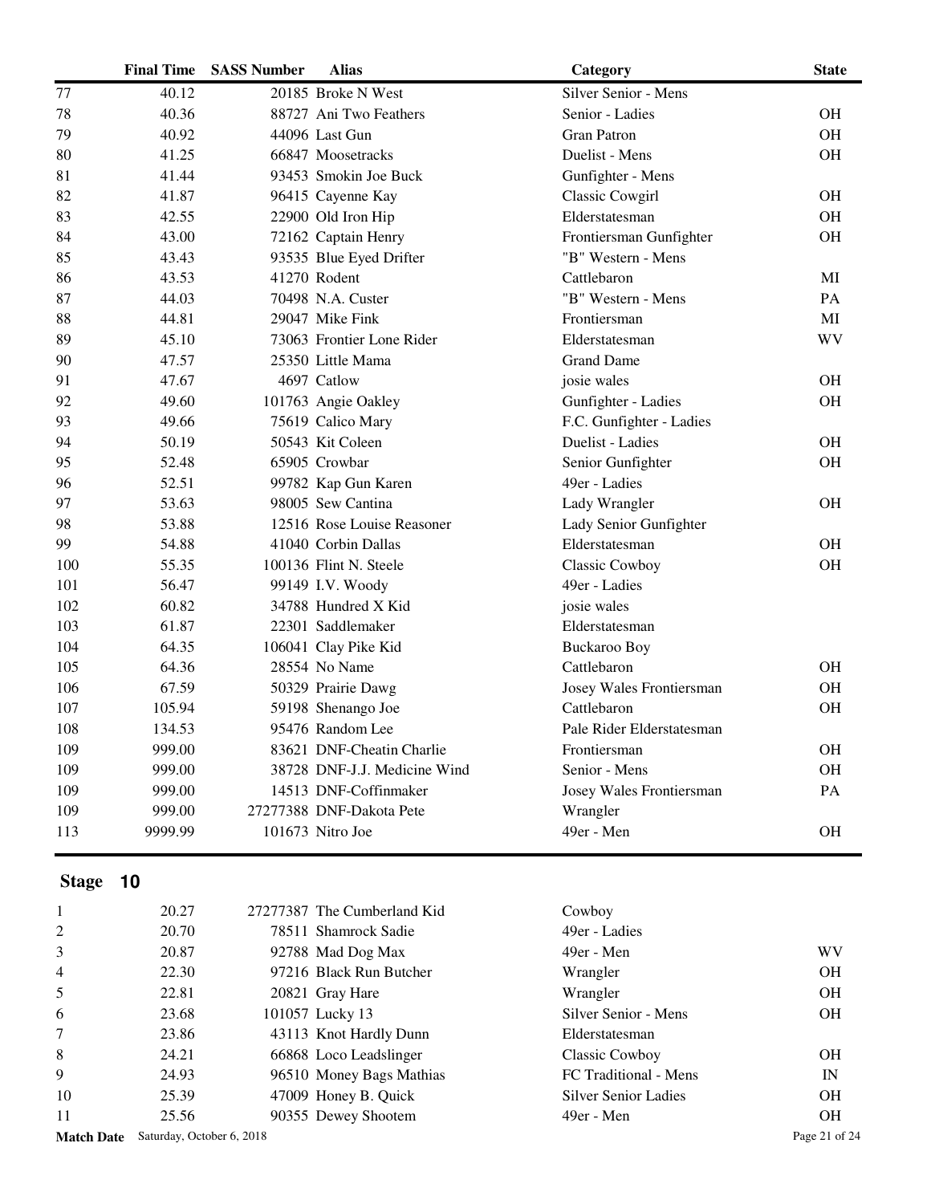| | Final Time | SASS Number | Alias | Category | State |
|---|---|---|---|---|---|
| 77 | 40.12 | 20185 | Broke N West | Silver Senior - Mens | |
| 78 | 40.36 | 88727 | Ani Two Feathers | Senior - Ladies | OH |
| 79 | 40.92 | 44096 | Last Gun | Gran Patron | OH |
| 80 | 41.25 | 66847 | Moosetracks | Duelist - Mens | OH |
| 81 | 41.44 | 93453 | Smokin Joe Buck | Gunfighter - Mens | |
| 82 | 41.87 | 96415 | Cayenne Kay | Classic Cowgirl | OH |
| 83 | 42.55 | 22900 | Old Iron Hip | Elderstatesman | OH |
| 84 | 43.00 | 72162 | Captain Henry | Frontiersman Gunfighter | OH |
| 85 | 43.43 | 93535 | Blue Eyed Drifter | "B" Western - Mens | |
| 86 | 43.53 | 41270 | Rodent | Cattlebaron | MI |
| 87 | 44.03 | 70498 | N.A. Custer | "B" Western - Mens | PA |
| 88 | 44.81 | 29047 | Mike Fink | Frontiersman | MI |
| 89 | 45.10 | 73063 | Frontier Lone Rider | Elderstatesman | WV |
| 90 | 47.57 | 25350 | Little Mama | Grand Dame | |
| 91 | 47.67 | 4697 | Catlow | josie wales | OH |
| 92 | 49.60 | 101763 | Angie Oakley | Gunfighter - Ladies | OH |
| 93 | 49.66 | 75619 | Calico Mary | F.C. Gunfighter - Ladies | |
| 94 | 50.19 | 50543 | Kit Coleen | Duelist - Ladies | OH |
| 95 | 52.48 | 65905 | Crowbar | Senior Gunfighter | OH |
| 96 | 52.51 | 99782 | Kap Gun Karen | 49er - Ladies | |
| 97 | 53.63 | 98005 | Sew Cantina | Lady Wrangler | OH |
| 98 | 53.88 | 12516 | Rose Louise Reasoner | Lady Senior Gunfighter | |
| 99 | 54.88 | 41040 | Corbin Dallas | Elderstatesman | OH |
| 100 | 55.35 | 100136 | Flint N. Steele | Classic Cowboy | OH |
| 101 | 56.47 | 99149 | I.V. Woody | 49er - Ladies | |
| 102 | 60.82 | 34788 | Hundred X Kid | josie wales | |
| 103 | 61.87 | 22301 | Saddlemaker | Elderstatesman | |
| 104 | 64.35 | 106041 | Clay Pike Kid | Buckaroo Boy | |
| 105 | 64.36 | 28554 | No Name | Cattlebaron | OH |
| 106 | 67.59 | 50329 | Prairie Dawg | Josey Wales Frontiersman | OH |
| 107 | 105.94 | 59198 | Shenango Joe | Cattlebaron | OH |
| 108 | 134.53 | 95476 | Random Lee | Pale Rider Elderstatesman | |
| 109 | 999.00 | 83621 | DNF-Cheatin Charlie | Frontiersman | OH |
| 109 | 999.00 | 38728 | DNF-J.J. Medicine Wind | Senior - Mens | OH |
| 109 | 999.00 | 14513 | DNF-Coffinmaker | Josey Wales Frontiersman | PA |
| 109 | 999.00 | 27277388 | DNF-Dakota Pete | Wrangler | |
| 113 | 9999.99 | 101673 | Nitro Joe | 49er - Men | OH |

## Stage 10

| | Final Time | SASS Number | Alias | Category | State |
|---|---|---|---|---|---|
| 1 | 20.27 | 27277387 | The Cumberland Kid | Cowboy | |
| 2 | 20.70 | 78511 | Shamrock Sadie | 49er - Ladies | |
| 3 | 20.87 | 92788 | Mad Dog Max | 49er - Men | WV |
| 4 | 22.30 | 97216 | Black Run Butcher | Wrangler | OH |
| 5 | 22.81 | 20821 | Gray Hare | Wrangler | OH |
| 6 | 23.68 | 101057 | Lucky 13 | Silver Senior - Mens | OH |
| 7 | 23.86 | 43113 | Knot Hardly Dunn | Elderstatesman | |
| 8 | 24.21 | 66868 | Loco Leadslinger | Classic Cowboy | OH |
| 9 | 24.93 | 96510 | Money Bags Mathias | FC Traditional - Mens | IN |
| 10 | 25.39 | 47009 | Honey B. Quick | Silver Senior Ladies | OH |
| 11 | 25.56 | 90355 | Dewey Shootem | 49er - Men | OH |

**Match Date** Saturday, October 6, 2018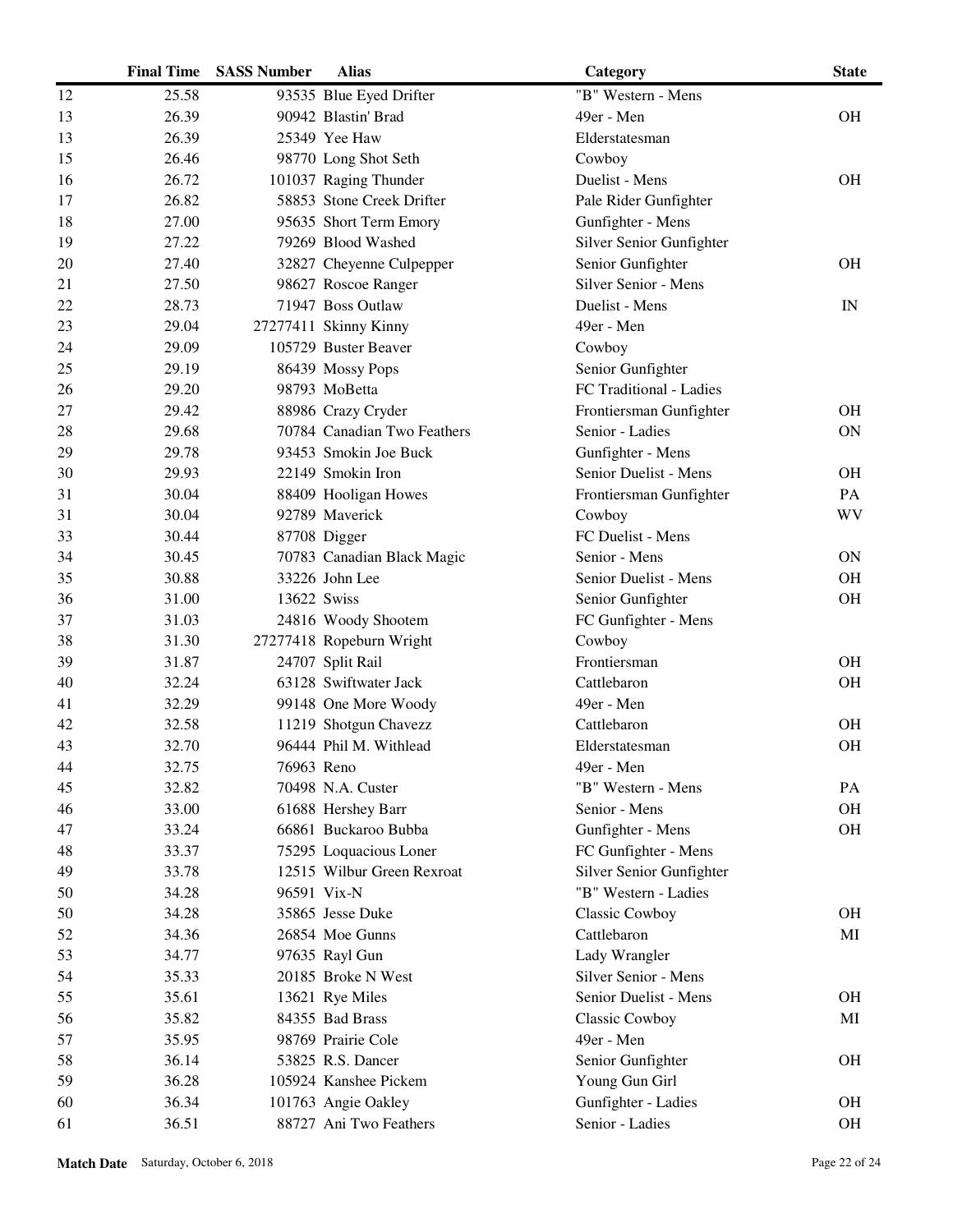|  | Final Time | SASS Number | Alias | Category | State |
|---|---|---|---|---|---|
| 12 | 25.58 | 93535 | Blue Eyed Drifter | "B" Western - Mens |  |
| 13 | 26.39 | 90942 | Blastin' Brad | 49er - Men | OH |
| 13 | 26.39 | 25349 | Yee Haw | Elderstatesman |  |
| 15 | 26.46 | 98770 | Long Shot Seth | Cowboy |  |
| 16 | 26.72 | 101037 | Raging Thunder | Duelist - Mens | OH |
| 17 | 26.82 | 58853 | Stone Creek Drifter | Pale Rider Gunfighter |  |
| 18 | 27.00 | 95635 | Short Term Emory | Gunfighter - Mens |  |
| 19 | 27.22 | 79269 | Blood Washed | Silver Senior Gunfighter |  |
| 20 | 27.40 | 32827 | Cheyenne Culpepper | Senior Gunfighter | OH |
| 21 | 27.50 | 98627 | Roscoe Ranger | Silver Senior - Mens |  |
| 22 | 28.73 | 71947 | Boss Outlaw | Duelist - Mens | IN |
| 23 | 29.04 | 27277411 | Skinny Kinny | 49er - Men |  |
| 24 | 29.09 | 105729 | Buster Beaver | Cowboy |  |
| 25 | 29.19 | 86439 | Mossy Pops | Senior Gunfighter |  |
| 26 | 29.20 | 98793 | MoBetta | FC Traditional - Ladies |  |
| 27 | 29.42 | 88986 | Crazy Cryder | Frontiersman Gunfighter | OH |
| 28 | 29.68 | 70784 | Canadian Two Feathers | Senior - Ladies | ON |
| 29 | 29.78 | 93453 | Smokin Joe Buck | Gunfighter - Mens |  |
| 30 | 29.93 | 22149 | Smokin Iron | Senior Duelist - Mens | OH |
| 31 | 30.04 | 88409 | Hooligan Howes | Frontiersman Gunfighter | PA |
| 31 | 30.04 | 92789 | Maverick | Cowboy | WV |
| 33 | 30.44 | 87708 | Digger | FC Duelist - Mens |  |
| 34 | 30.45 | 70783 | Canadian Black Magic | Senior - Mens | ON |
| 35 | 30.88 | 33226 | John Lee | Senior Duelist - Mens | OH |
| 36 | 31.00 | 13622 | Swiss | Senior Gunfighter | OH |
| 37 | 31.03 | 24816 | Woody Shootem | FC Gunfighter - Mens |  |
| 38 | 31.30 | 27277418 | Ropeburn Wright | Cowboy |  |
| 39 | 31.87 | 24707 | Split Rail | Frontiersman | OH |
| 40 | 32.24 | 63128 | Swiftwater Jack | Cattlebaron | OH |
| 41 | 32.29 | 99148 | One More Woody | 49er - Men |  |
| 42 | 32.58 | 11219 | Shotgun Chavezz | Cattlebaron | OH |
| 43 | 32.70 | 96444 | Phil M. Withlead | Elderstatesman | OH |
| 44 | 32.75 | 76963 | Reno | 49er - Men |  |
| 45 | 32.82 | 70498 | N.A. Custer | "B" Western - Mens | PA |
| 46 | 33.00 | 61688 | Hershey Barr | Senior - Mens | OH |
| 47 | 33.24 | 66861 | Buckaroo Bubba | Gunfighter - Mens | OH |
| 48 | 33.37 | 75295 | Loquacious Loner | FC Gunfighter - Mens |  |
| 49 | 33.78 | 12515 | Wilbur Green Rexroat | Silver Senior Gunfighter |  |
| 50 | 34.28 | 96591 | Vix-N | "B" Western - Ladies |  |
| 50 | 34.28 | 35865 | Jesse Duke | Classic Cowboy | OH |
| 52 | 34.36 | 26854 | Moe Gunns | Cattlebaron | MI |
| 53 | 34.77 | 97635 | Rayl Gun | Lady Wrangler |  |
| 54 | 35.33 | 20185 | Broke N West | Silver Senior - Mens |  |
| 55 | 35.61 | 13621 | Rye Miles | Senior Duelist - Mens | OH |
| 56 | 35.82 | 84355 | Bad Brass | Classic Cowboy | MI |
| 57 | 35.95 | 98769 | Prairie Cole | 49er - Men |  |
| 58 | 36.14 | 53825 | R.S. Dancer | Senior Gunfighter | OH |
| 59 | 36.28 | 105924 | Kanshee Pickem | Young Gun Girl |  |
| 60 | 36.34 | 101763 | Angie Oakley | Gunfighter - Ladies | OH |
| 61 | 36.51 | 88727 | Ani Two Feathers | Senior - Ladies | OH |

**Match Date** Saturday, October 6, 2018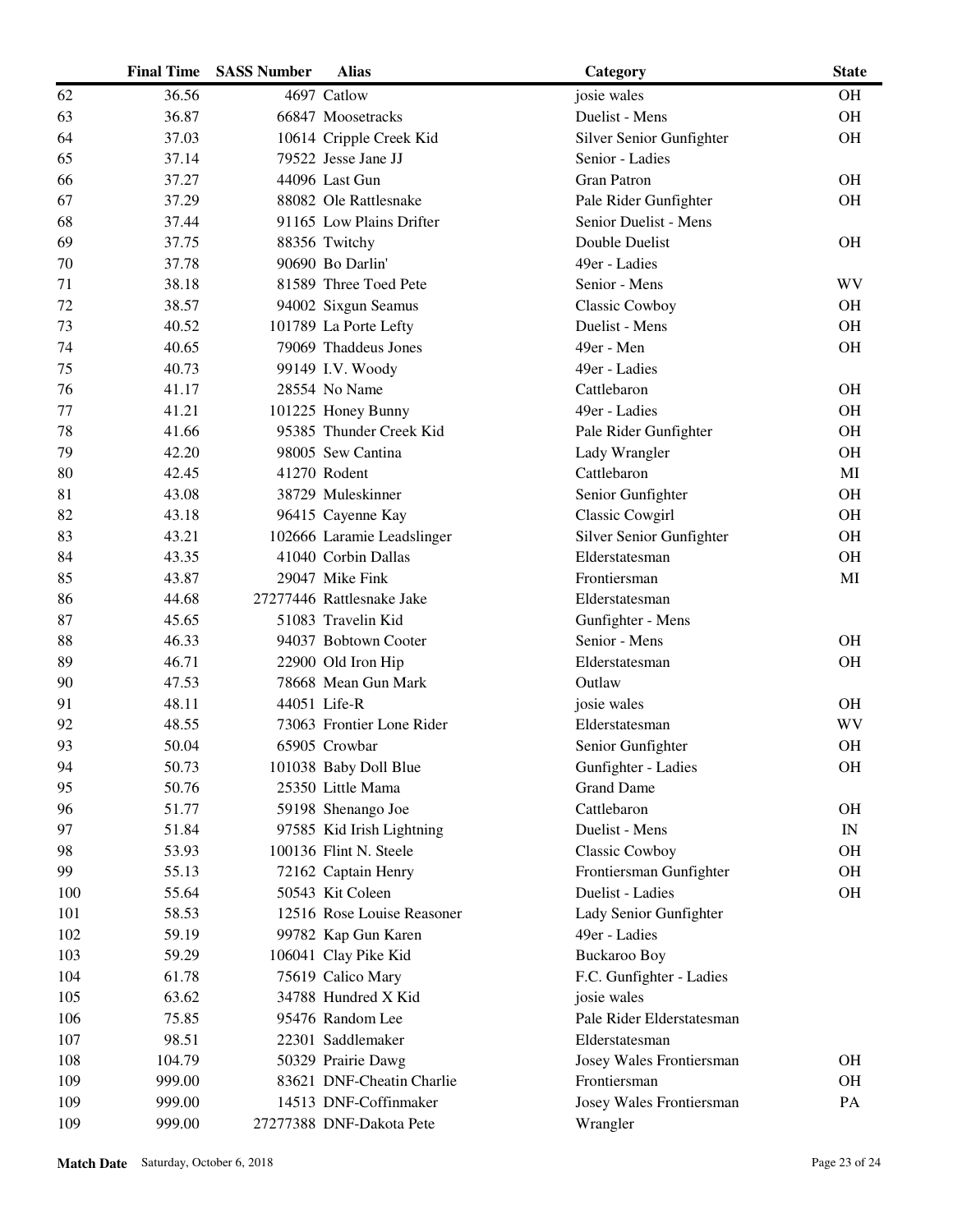| | Final Time | SASS Number | Alias | Category | State |
|---|---|---|---|---|---|
| 62 | 36.56 | 4697 | Catlow | josie wales | OH |
| 63 | 36.87 | 66847 | Moosetracks | Duelist - Mens | OH |
| 64 | 37.03 | 10614 | Cripple Creek Kid | Silver Senior Gunfighter | OH |
| 65 | 37.14 | 79522 | Jesse Jane JJ | Senior - Ladies | |
| 66 | 37.27 | 44096 | Last Gun | Gran Patron | OH |
| 67 | 37.29 | 88082 | Ole Rattlesnake | Pale Rider Gunfighter | OH |
| 68 | 37.44 | 91165 | Low Plains Drifter | Senior Duelist - Mens | |
| 69 | 37.75 | 88356 | Twitchy | Double Duelist | OH |
| 70 | 37.78 | 90690 | Bo Darlin' | 49er - Ladies | |
| 71 | 38.18 | 81589 | Three Toed Pete | Senior - Mens | WV |
| 72 | 38.57 | 94002 | Sixgun Seamus | Classic Cowboy | OH |
| 73 | 40.52 | 101789 | La Porte Lefty | Duelist - Mens | OH |
| 74 | 40.65 | 79069 | Thaddeus Jones | 49er - Men | OH |
| 75 | 40.73 | 99149 | I.V. Woody | 49er - Ladies | |
| 76 | 41.17 | 28554 | No Name | Cattlebaron | OH |
| 77 | 41.21 | 101225 | Honey Bunny | 49er - Ladies | OH |
| 78 | 41.66 | 95385 | Thunder Creek Kid | Pale Rider Gunfighter | OH |
| 79 | 42.20 | 98005 | Sew Cantina | Lady Wrangler | OH |
| 80 | 42.45 | 41270 | Rodent | Cattlebaron | MI |
| 81 | 43.08 | 38729 | Muleskinner | Senior Gunfighter | OH |
| 82 | 43.18 | 96415 | Cayenne Kay | Classic Cowgirl | OH |
| 83 | 43.21 | 102666 | Laramie Leadslinger | Silver Senior Gunfighter | OH |
| 84 | 43.35 | 41040 | Corbin Dallas | Elderstatesman | OH |
| 85 | 43.87 | 29047 | Mike Fink | Frontiersman | MI |
| 86 | 44.68 | 27277446 | Rattlesnake Jake | Elderstatesman | |
| 87 | 45.65 | 51083 | Travelin Kid | Gunfighter - Mens | |
| 88 | 46.33 | 94037 | Bobtown Cooter | Senior - Mens | OH |
| 89 | 46.71 | 22900 | Old Iron Hip | Elderstatesman | OH |
| 90 | 47.53 | 78668 | Mean Gun Mark | Outlaw | |
| 91 | 48.11 | 44051 | Life-R | josie wales | OH |
| 92 | 48.55 | 73063 | Frontier Lone Rider | Elderstatesman | WV |
| 93 | 50.04 | 65905 | Crowbar | Senior Gunfighter | OH |
| 94 | 50.73 | 101038 | Baby Doll Blue | Gunfighter - Ladies | OH |
| 95 | 50.76 | 25350 | Little Mama | Grand Dame | |
| 96 | 51.77 | 59198 | Shenango Joe | Cattlebaron | OH |
| 97 | 51.84 | 97585 | Kid Irish Lightning | Duelist - Mens | IN |
| 98 | 53.93 | 100136 | Flint N. Steele | Classic Cowboy | OH |
| 99 | 55.13 | 72162 | Captain Henry | Frontiersman Gunfighter | OH |
| 100 | 55.64 | 50543 | Kit Coleen | Duelist - Ladies | OH |
| 101 | 58.53 | 12516 | Rose Louise Reasoner | Lady Senior Gunfighter | |
| 102 | 59.19 | 99782 | Kap Gun Karen | 49er - Ladies | |
| 103 | 59.29 | 106041 | Clay Pike Kid | Buckaroo Boy | |
| 104 | 61.78 | 75619 | Calico Mary | F.C. Gunfighter - Ladies | |
| 105 | 63.62 | 34788 | Hundred X Kid | josie wales | |
| 106 | 75.85 | 95476 | Random Lee | Pale Rider Elderstatesman | |
| 107 | 98.51 | 22301 | Saddlemaker | Elderstatesman | |
| 108 | 104.79 | 50329 | Prairie Dawg | Josey Wales Frontiersman | OH |
| 109 | 999.00 | 83621 | DNF-Cheatin Charlie | Frontiersman | OH |
| 109 | 999.00 | 14513 | DNF-Coffinmaker | Josey Wales Frontiersman | PA |
| 109 | 999.00 | 27277388 | DNF-Dakota Pete | Wrangler | |

**Match Date** Saturday, October 6, 2018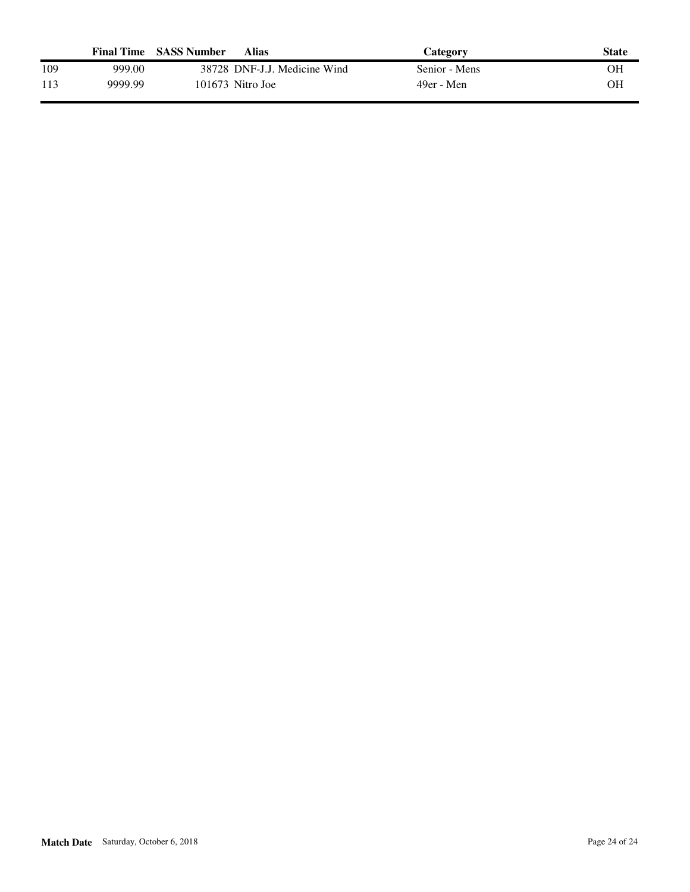| | Final Time | SASS Number | Alias | Category | State |
|---|---|---|---|---|---|
| 109 | 999.00 | 38728 | DNF-J.J. Medicine Wind | Senior - Mens | OH |
| 113 | 9999.99 | 101673 | Nitro Joe | 49er - Men | OH |

**Match Date** Saturday, October 6, 2018